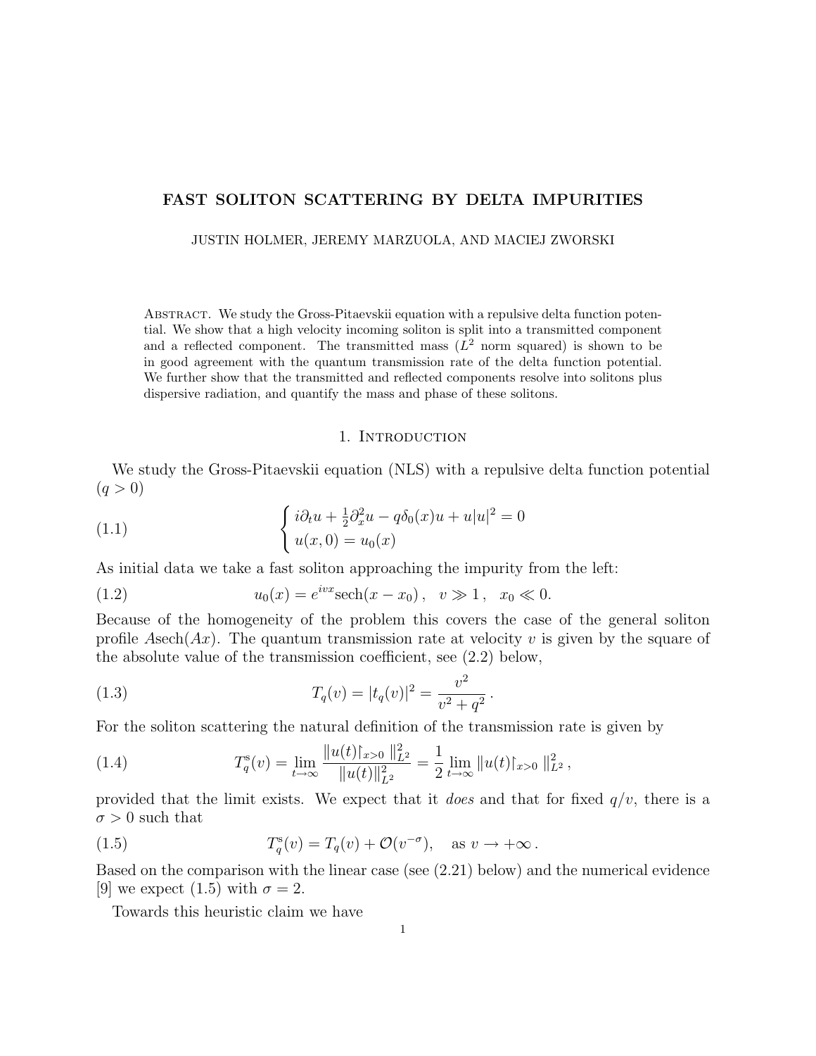# FAST SOLITON SCATTERING BY DELTA IMPURITIES

JUSTIN HOLMER, JEREMY MARZUOLA, AND MACIEJ ZWORSKI

Abstract. We study the Gross-Pitaevskii equation with a repulsive delta function potential. We show that a high velocity incoming soliton is split into a transmitted component and a reflected component. The transmitted mass ($L^2$ norm squared) is shown to be in good agreement with the quantum transmission rate of the delta function potential. We further show that the transmitted and reflected components resolve into solitons plus dispersive radiation, and quantify the mass and phase of these solitons.

## 1. Introduction

We study the Gross-Pitaevskii equation (NLS) with a repulsive delta function potential ($q > 0$)

$$
\begin{cases} i\partial_t u + \frac{1}{2}\partial_x^2 u - q\delta_0(x)u + u|u|^2 = 0 \\ u(x,0) = u_0(x) \end{cases} \tag{1.1}
$$

As initial data we take a fast soliton approaching the impurity from the left:

$$
u_0(x) = e^{ivx}\operatorname{sech}(x - x_0)\,, \quad v \gg 1\,, \quad x_0 \ll 0. \tag{1.2}
$$

Because of the homogeneity of the problem this covers the case of the general soliton profile $A\operatorname{sech}(Ax)$. The quantum transmission rate at velocity $v$ is given by the square of the absolute value of the transmission coefficient, see (2.2) below,

$$
T_q(v) = |t_q(v)|^2 = \frac{v^2}{v^2 + q^2}\,. \tag{1.3}
$$

For the soliton scattering the natural definition of the transmission rate is given by

$$
T_q^{\mathrm{s}}(v) = \lim_{t\to\infty} \frac{\|u(t)\restriction_{x>0}\|_{L^2}^2}{\|u(t)\|_{L^2}^2} = \frac{1}{2}\lim_{t\to\infty} \|u(t)\restriction_{x>0}\|_{L^2}^2\,, \tag{1.4}
$$

provided that the limit exists. We expect that it *does* and that for fixed $q/v$, there is a $\sigma > 0$ such that

$$
T_q^{\mathrm{s}}(v) = T_q(v) + \mathcal{O}(v^{-\sigma}), \quad \text{as } v \to +\infty\,. \tag{1.5}
$$

Based on the comparison with the linear case (see (2.21) below) and the numerical evidence [9] we expect (1.5) with $\sigma = 2$.

Towards this heuristic claim we have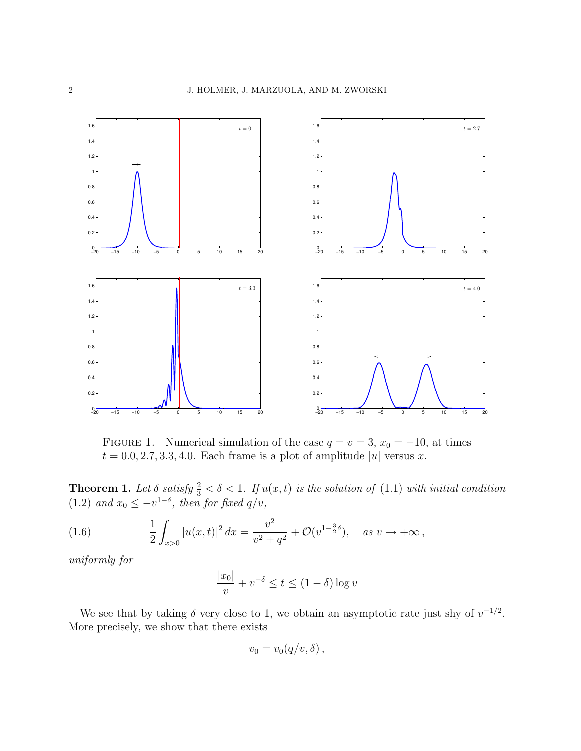FIGURE 1. Numerical simulation of the case $q = v = 3$, $x_0 = -10$, at times $t = 0.0, 2.7, 3.3, 4.0$. Each frame is a plot of amplitude $|u|$ versus $x$.

**Theorem 1.** *Let $\delta$ satisfy $\frac{2}{3} < \delta < 1$. If $u(x,t)$ is the solution of (1.1) with initial condition (1.2) and $x_0 \le -v^{1-\delta}$, then for fixed $q/v$,*

$$\frac{1}{2}\int_{x>0} |u(x,t)|^2\, dx = \frac{v^2}{v^2+q^2} + \mathcal{O}(v^{1-\frac{3}{2}\delta}), \quad \text{as } v \to +\infty\,, \tag{1.6}$$

*uniformly for*

$$\frac{|x_0|}{v} + v^{-\delta} \le t \le (1-\delta)\log v$$

We see that by taking $\delta$ very close to 1, we obtain an asymptotic rate just shy of $v^{-1/2}$. More precisely, we show that there exists

$$v_0 = v_0(q/v, \delta)\,,$$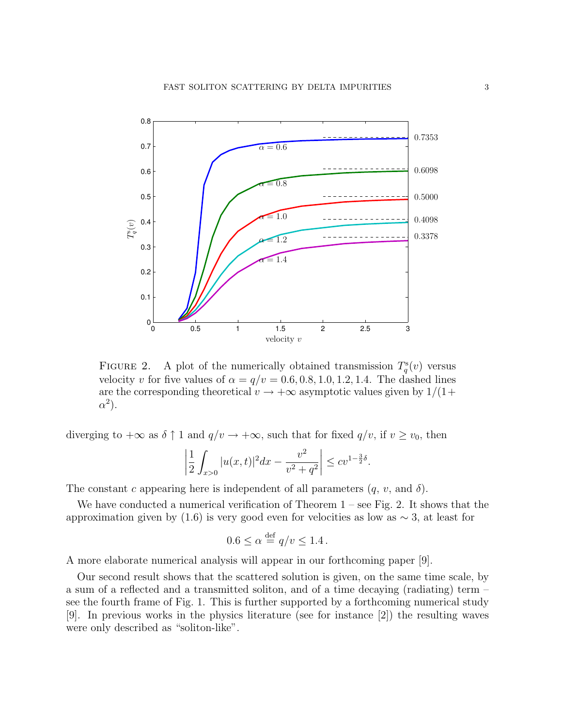FIGURE 2. A plot of the numerically obtained transmission $T_q^s(v)$ versus velocity $v$ for five values of $\alpha = q/v = 0.6, 0.8, 1.0, 1.2, 1.4$. The dashed lines are the corresponding theoretical $v \to +\infty$ asymptotic values given by $1/(1+\alpha^2)$.

diverging to $+\infty$ as $\delta \uparrow 1$ and $q/v \to +\infty$, such that for fixed $q/v$, if $v \geq v_0$, then

$$\left| \frac{1}{2} \int_{x>0} |u(x,t)|^2 dx - \frac{v^2}{v^2+q^2} \right| \leq c v^{1-\frac{3}{2}\delta}.$$

The constant $c$ appearing here is independent of all parameters ($q$, $v$, and $\delta$).

We have conducted a numerical verification of Theorem 1 – see Fig. 2. It shows that the approximation given by (1.6) is very good even for velocities as low as $\sim 3$, at least for

$$0.6 \leq \alpha \stackrel{\text{def}}{=} q/v \leq 1.4\,.$$

A more elaborate numerical analysis will appear in our forthcoming paper [9].

Our second result shows that the scattered solution is given, on the same time scale, by a sum of a reflected and a transmitted soliton, and of a time decaying (radiating) term – see the fourth frame of Fig. 1. This is further supported by a forthcoming numerical study [9]. In previous works in the physics literature (see for instance [2]) the resulting waves were only described as "soliton-like".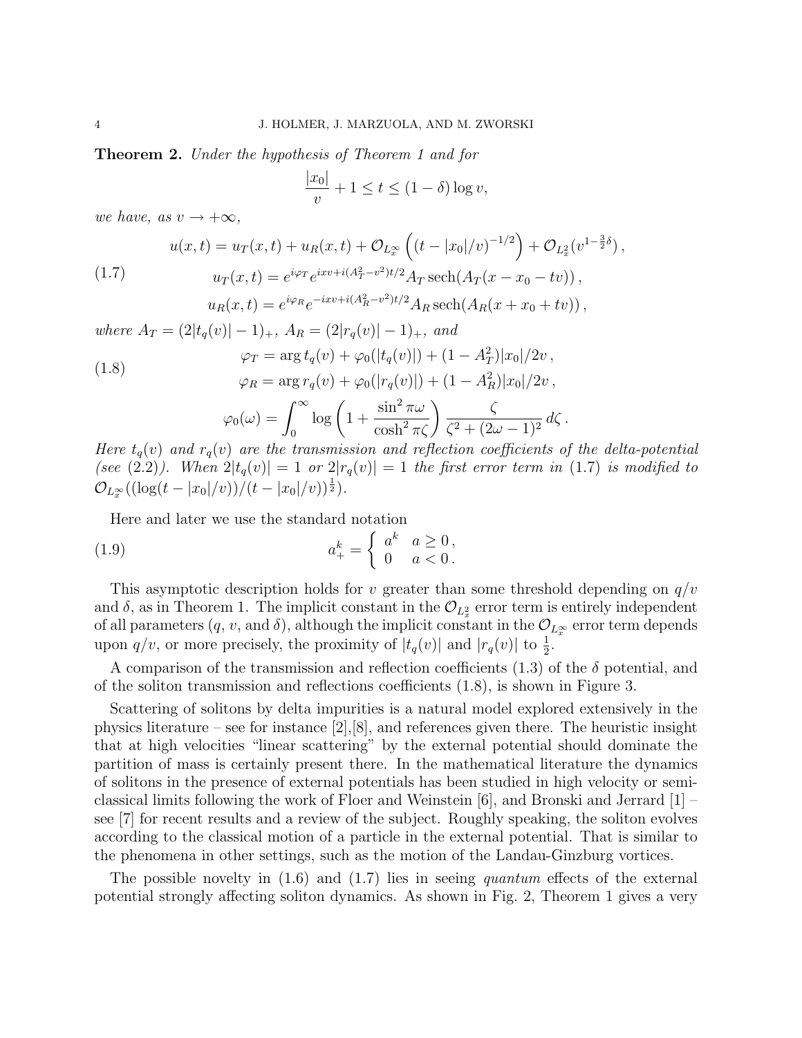**Theorem 2.** *Under the hypothesis of Theorem 1 and for*

$$\frac{|x_0|}{v} + 1 \leq t \leq (1-\delta)\log v,$$

*we have, as $v \to +\infty$,*

$$
\begin{aligned}
u(x,t) &= u_T(x,t) + u_R(x,t) + \mathcal{O}_{L^\infty_x}\left((t - |x_0|/v)^{-1/2}\right) + \mathcal{O}_{L^2_x}(v^{1-\frac{3}{2}\delta}) \,, \\
u_T(x,t) &= e^{i\varphi_T} e^{ixv + i(A_T^2 - v^2)t/2} A_T \operatorname{sech}(A_T(x - x_0 - tv)) \,, \\
u_R(x,t) &= e^{i\varphi_R} e^{-ixv + i(A_R^2 - v^2)t/2} A_R \operatorname{sech}(A_R(x + x_0 + tv)) \,,
\end{aligned}
\tag{1.7}
$$

*where $A_T = (2|t_q(v)| - 1)_+$, $A_R = (2|r_q(v)| - 1)_+$, and*

$$
\begin{aligned}
\varphi_T &= \arg t_q(v) + \varphi_0(|t_q(v)|) + (1 - A_T^2)|x_0|/2v \,, \\
\varphi_R &= \arg r_q(v) + \varphi_0(|r_q(v)|) + (1 - A_R^2)|x_0|/2v \,,
\end{aligned}
\tag{1.8}
$$

$$\varphi_0(\omega) = \int_0^\infty \log\left(1 + \frac{\sin^2 \pi\omega}{\cosh^2 \pi\zeta}\right) \frac{\zeta}{\zeta^2 + (2\omega - 1)^2}\, d\zeta \,.$$

*Here $t_q(v)$ and $r_q(v)$ are the transmission and reflection coefficients of the delta-potential (see (2.2)). When $2|t_q(v)| = 1$ or $2|r_q(v)| = 1$ the first error term in (1.7) is modified to $\mathcal{O}_{L^\infty_x}((\log(t - |x_0|/v))/(t - |x_0|/v))^{\frac{1}{2}})$.*

Here and later we use the standard notation

$$
a_+^k = \begin{cases} a^k & a \geq 0 \,, \\ 0 & a < 0 \,. \end{cases}
\tag{1.9}
$$

This asymptotic description holds for $v$ greater than some threshold depending on $q/v$ and $\delta$, as in Theorem 1. The implicit constant in the $\mathcal{O}_{L^2_x}$ error term is entirely independent of all parameters ($q$, $v$, and $\delta$), although the implicit constant in the $\mathcal{O}_{L^\infty_x}$ error term depends upon $q/v$, or more precisely, the proximity of $|t_q(v)|$ and $|r_q(v)|$ to $\frac{1}{2}$.

A comparison of the transmission and reflection coefficients (1.3) of the $\delta$ potential, and of the soliton transmission and reflections coefficients (1.8), is shown in Figure 3.

Scattering of solitons by delta impurities is a natural model explored extensively in the physics literature – see for instance [2],[8], and references given there. The heuristic insight that at high velocities "linear scattering" by the external potential should dominate the partition of mass is certainly present there. In the mathematical literature the dynamics of solitons in the presence of external potentials has been studied in high velocity or semi-classical limits following the work of Floer and Weinstein [6], and Bronski and Jerrard [1] – see [7] for recent results and a review of the subject. Roughly speaking, the soliton evolves according to the classical motion of a particle in the external potential. That is similar to the phenomena in other settings, such as the motion of the Landau-Ginzburg vortices.

The possible novelty in (1.6) and (1.7) lies in seeing *quantum* effects of the external potential strongly affecting soliton dynamics. As shown in Fig. 2, Theorem 1 gives a very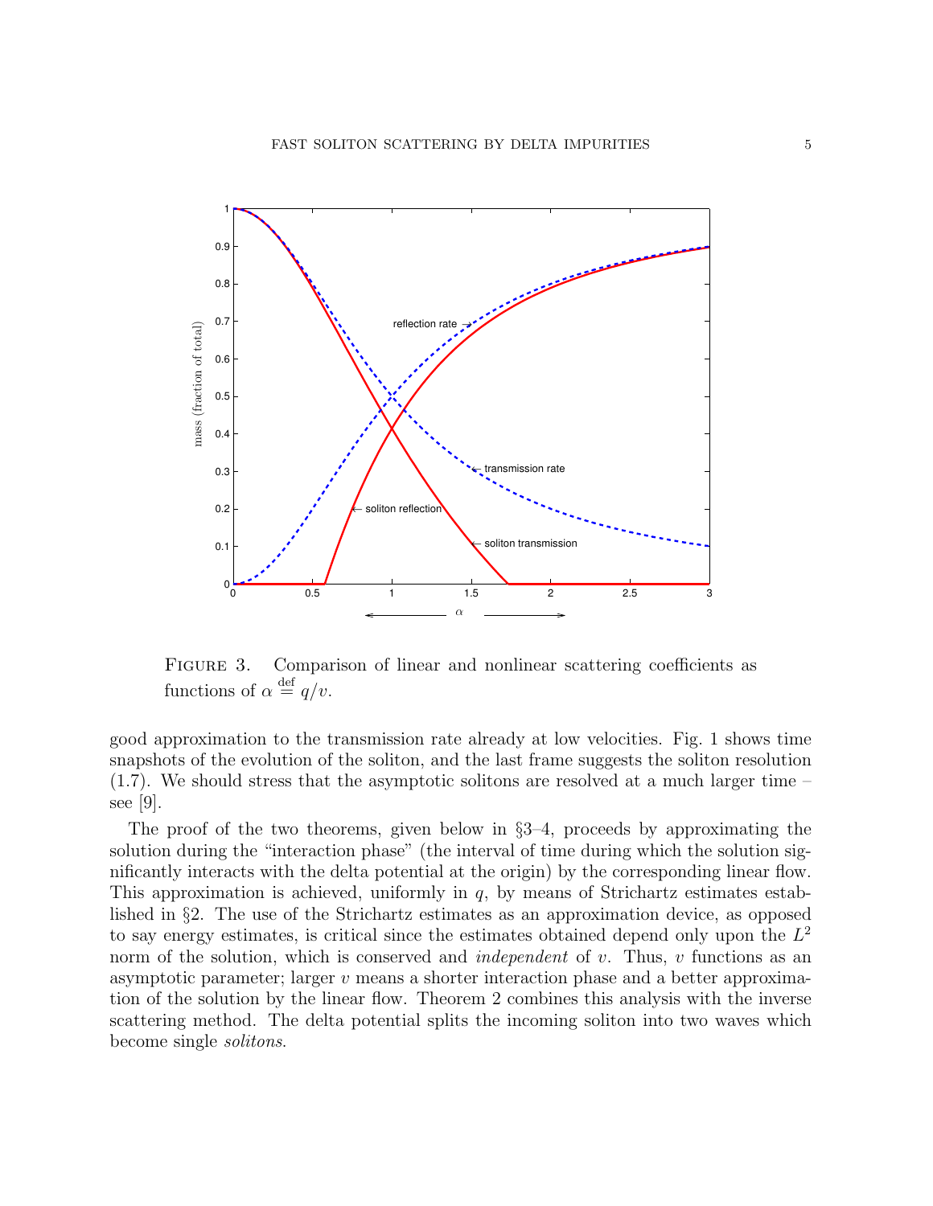FIGURE 3. Comparison of linear and nonlinear scattering coefficients as functions of $\alpha \stackrel{\text{def}}{=} q/v$.

good approximation to the transmission rate already at low velocities. Fig. 1 shows time snapshots of the evolution of the soliton, and the last frame suggests the soliton resolution (1.7). We should stress that the asymptotic solitons are resolved at a much larger time – see [9].

The proof of the two theorems, given below in §3–4, proceeds by approximating the solution during the "interaction phase" (the interval of time during which the solution significantly interacts with the delta potential at the origin) by the corresponding linear flow. This approximation is achieved, uniformly in $q$, by means of Strichartz estimates established in §2. The use of the Strichartz estimates as an approximation device, as opposed to say energy estimates, is critical since the estimates obtained depend only upon the $L^2$ norm of the solution, which is conserved and *independent* of $v$. Thus, $v$ functions as an asymptotic parameter; larger $v$ means a shorter interaction phase and a better approximation of the solution by the linear flow. Theorem 2 combines this analysis with the inverse scattering method. The delta potential splits the incoming soliton into two waves which become single *solitons*.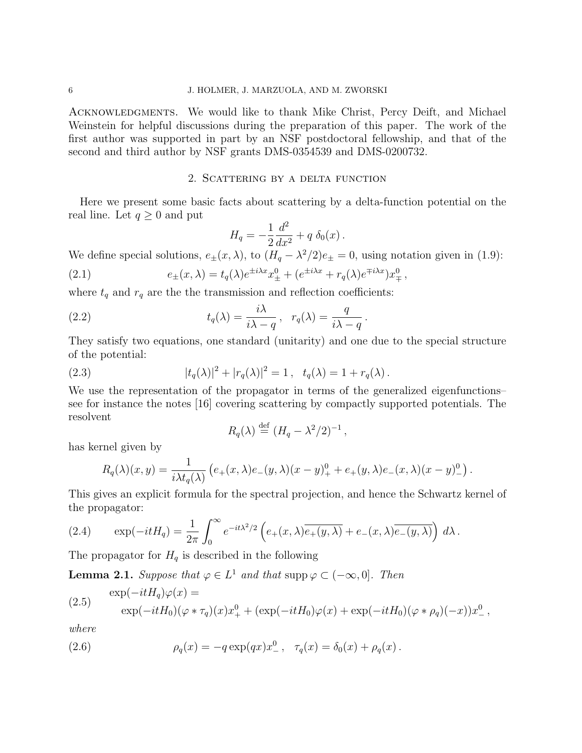Acknowledgments. We would like to thank Mike Christ, Percy Deift, and Michael Weinstein for helpful discussions during the preparation of this paper. The work of the first author was supported in part by an NSF postdoctoral fellowship, and that of the second and third author by NSF grants DMS-0354539 and DMS-0200732.

## 2. Scattering by a delta function

Here we present some basic facts about scattering by a delta-function potential on the real line. Let $q \geq 0$ and put

$$H_q = -\frac{1}{2}\frac{d^2}{dx^2} + q\, \delta_0(x)\,.$$

We define special solutions, $e_\pm(x,\lambda)$, to $(H_q - \lambda^2/2)e_\pm = 0$, using notation given in (1.9):

$$e_\pm(x,\lambda) = t_q(\lambda)e^{\pm i\lambda x}x_\pm^0 + (e^{\pm i\lambda x} + r_q(\lambda)e^{\mp i\lambda x})x_\mp^0\,, \tag{2.1}$$

where $t_q$ and $r_q$ are the the transmission and reflection coefficients:

$$t_q(\lambda) = \frac{i\lambda}{i\lambda - q}\,, \quad r_q(\lambda) = \frac{q}{i\lambda - q}\,. \tag{2.2}$$

They satisfy two equations, one standard (unitarity) and one due to the special structure of the potential:

$$|t_q(\lambda)|^2 + |r_q(\lambda)|^2 = 1\,, \quad t_q(\lambda) = 1 + r_q(\lambda)\,. \tag{2.3}$$

We use the representation of the propagator in terms of the generalized eigenfunctions– see for instance the notes [16] covering scattering by compactly supported potentials. The resolvent

$$R_q(\lambda) \stackrel{\text{def}}{=} (H_q - \lambda^2/2)^{-1}\,,$$

has kernel given by

$$R_q(\lambda)(x,y) = \frac{1}{i\lambda t_q(\lambda)}\left(e_+(x,\lambda)e_-(y,\lambda)(x-y)_+^0 + e_+(y,\lambda)e_-(x,\lambda)(x-y)_-^0\right).$$

This gives an explicit formula for the spectral projection, and hence the Schwartz kernel of the propagator:

$$\exp(-itH_q) = \frac{1}{2\pi}\int_0^\infty e^{-it\lambda^2/2}\left(e_+(x,\lambda)\overline{e_+(y,\lambda)} + e_-(x,\lambda)\overline{e_-(y,\lambda)}\right)d\lambda\,. \tag{2.4}$$

The propagator for $H_q$ is described in the following

**Lemma 2.1.** *Suppose that $\varphi \in L^1$ and that $\operatorname{supp}\varphi \subset (-\infty, 0]$. Then*

$$\begin{aligned}&\exp(-itH_q)\varphi(x) = \\ &\quad \exp(-itH_0)(\varphi * \tau_q)(x)x_+^0 + (\exp(-itH_0)\varphi(x) + \exp(-itH_0)(\varphi * \rho_q)(-x))x_-^0\,,\end{aligned} \tag{2.5}$$

*where*

$$\rho_q(x) = -q\exp(qx)x_-^0\,, \quad \tau_q(x) = \delta_0(x) + \rho_q(x)\,. \tag{2.6}$$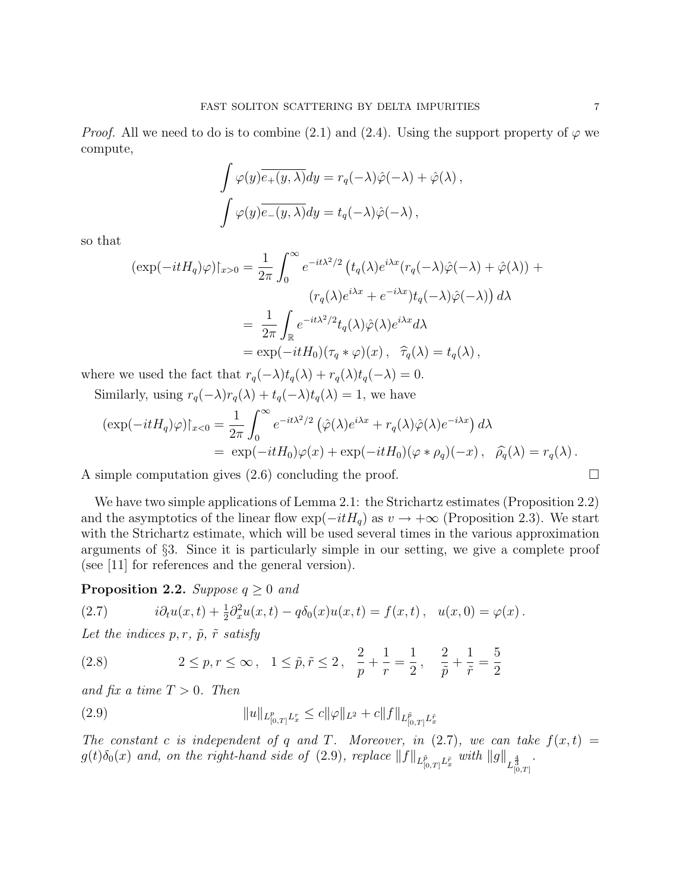*Proof.* All we need to do is to combine (2.1) and (2.4). Using the support property of $\varphi$ we compute,

$$\int \varphi(y)\overline{e_+(y,\lambda)}dy = r_q(-\lambda)\hat{\varphi}(-\lambda) + \hat{\varphi}(\lambda)\,,$$
$$\int \varphi(y)\overline{e_-(y,\lambda)}dy = t_q(-\lambda)\hat{\varphi}(-\lambda)\,,$$

so that

$$\begin{aligned}(\exp(-itH_q)\varphi)\restriction_{x>0} &= \frac{1}{2\pi}\int_0^\infty e^{-it\lambda^2/2}\big(t_q(\lambda)e^{i\lambda x}(r_q(-\lambda)\hat{\varphi}(-\lambda)+\hat{\varphi}(\lambda)) + \\ &\qquad\qquad (r_q(\lambda)e^{i\lambda x}+e^{-i\lambda x})t_q(-\lambda)\hat{\varphi}(-\lambda)\big)\,d\lambda \\ &= \frac{1}{2\pi}\int_{\mathbb{R}} e^{-it\lambda^2/2}t_q(\lambda)\hat{\varphi}(\lambda)e^{i\lambda x}d\lambda \\ &= \exp(-itH_0)(\tau_q * \varphi)(x)\,,\quad \widehat{\tau}_q(\lambda) = t_q(\lambda)\,,\end{aligned}$$

where we used the fact that $r_q(-\lambda)t_q(\lambda) + r_q(\lambda)t_q(-\lambda) = 0$.

Similarly, using $r_q(-\lambda)r_q(\lambda) + t_q(-\lambda)t_q(\lambda) = 1$, we have

$$\begin{aligned}(\exp(-itH_q)\varphi)\restriction_{x<0} &= \frac{1}{2\pi}\int_0^\infty e^{-it\lambda^2/2}\left(\hat{\varphi}(\lambda)e^{i\lambda x} + r_q(\lambda)\hat{\varphi}(\lambda)e^{-i\lambda x}\right)d\lambda \\ &= \exp(-itH_0)\varphi(x) + \exp(-itH_0)(\varphi * \rho_q)(-x)\,,\quad \widehat{\rho}_q(\lambda) = r_q(\lambda)\,.\end{aligned}$$

A simple computation gives (2.6) concluding the proof. ∎

We have two simple applications of Lemma 2.1: the Strichartz estimates (Proposition 2.2) and the asymptotics of the linear flow $\exp(-itH_q)$ as $v \to +\infty$ (Proposition 2.3). We start with the Strichartz estimate, which will be used several times in the various approximation arguments of §3. Since it is particularly simple in our setting, we give a complete proof (see [11] for references and the general version).

**Proposition 2.2.** *Suppose $q \geq 0$ and*

$$i\partial_t u(x,t) + \tfrac{1}{2}\partial_x^2 u(x,t) - q\delta_0(x)u(x,t) = f(x,t)\,,\quad u(x,0) = \varphi(x)\,. \tag{2.7}$$

*Let the indices $p, r, \tilde{p}, \tilde{r}$ satisfy*

$$2 \leq p, r \leq \infty\,,\quad 1 \leq \tilde{p}, \tilde{r} \leq 2\,,\quad \frac{2}{p} + \frac{1}{r} = \frac{1}{2}\,,\quad \frac{2}{\tilde{p}} + \frac{1}{\tilde{r}} = \frac{5}{2} \tag{2.8}$$

*and fix a time $T > 0$. Then*

$$\|u\|_{L^p_{[0,T]}L^r_x} \leq c\|\varphi\|_{L^2} + c\|f\|_{L^{\tilde{p}}_{[0,T]}L^{\tilde{r}}_x} \tag{2.9}$$

*The constant $c$ is independent of $q$ and $T$. Moreover, in (2.7), we can take $f(x,t) = g(t)\delta_0(x)$ and, on the right-hand side of (2.9), replace $\|f\|_{L^{\tilde{p}}_{[0,T]}L^{\tilde{r}}_x}$ with $\|g\|_{L^{\frac{4}{3}}_{[0,T]}}$.*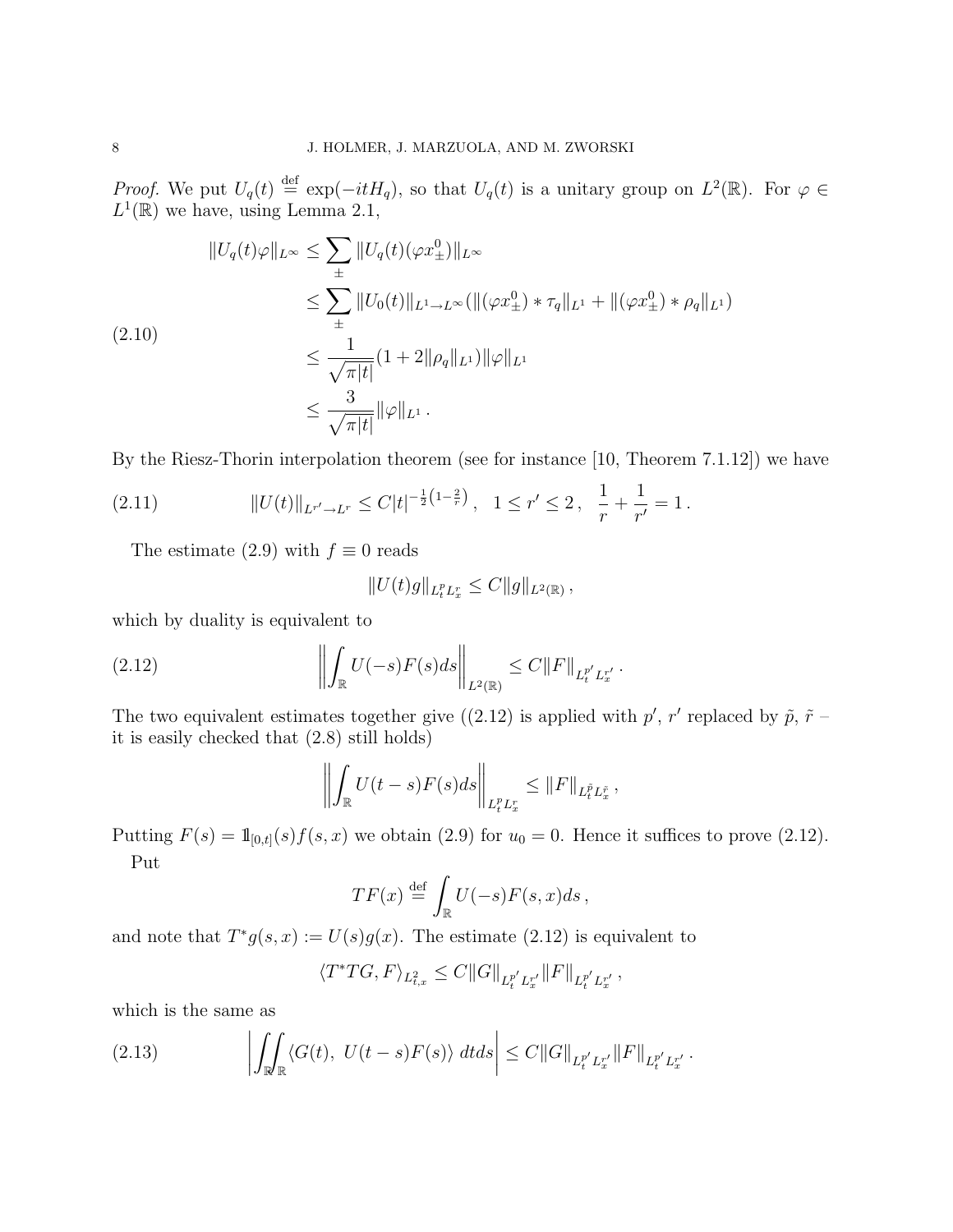*Proof.* We put $U_q(t) \stackrel{\text{def}}{=} \exp(-itH_q)$, so that $U_q(t)$ is a unitary group on $L^2(\mathbb{R})$. For $\varphi \in L^1(\mathbb{R})$ we have, using Lemma 2.1,

$$
\begin{aligned}
\|U_q(t)\varphi\|_{L^\infty} &\leq \sum_{\pm} \|U_q(t)(\varphi x^0_\pm)\|_{L^\infty} \\
&\leq \sum_{\pm} \|U_0(t)\|_{L^1\to L^\infty}(\|(\varphi x^0_\pm) * \tau_q\|_{L^1} + \|(\varphi x^0_\pm) * \rho_q\|_{L^1}) \\
&\leq \frac{1}{\sqrt{\pi|t|}}(1 + 2\|\rho_q\|_{L^1})\|\varphi\|_{L^1} \\
&\leq \frac{3}{\sqrt{\pi|t|}}\|\varphi\|_{L^1}\,.
\end{aligned}
\tag{2.10}
$$

By the Riesz-Thorin interpolation theorem (see for instance [10, Theorem 7.1.12]) we have

$$
\|U(t)\|_{L^{r'}\to L^r} \leq C|t|^{-\frac{1}{2}\left(1-\frac{2}{r}\right)}\,, \quad 1 \leq r' \leq 2\,, \quad \frac{1}{r} + \frac{1}{r'} = 1\,. \tag{2.11}
$$

The estimate (2.9) with $f \equiv 0$ reads

$$
\|U(t)g\|_{L^p_t L^r_x} \leq C\|g\|_{L^2(\mathbb{R})}\,,
$$

which by duality is equivalent to

$$
\left\| \int_{\mathbb{R}} U(-s)F(s)ds \right\|_{L^2(\mathbb{R})} \leq C\|F\|_{L^{p'}_t L^{r'}_x}\,. \tag{2.12}
$$

The two equivalent estimates together give ((2.12) is applied with $p'$, $r'$ replaced by $\tilde{p}$, $\tilde{r}$ – it is easily checked that (2.8) still holds)

$$
\left\| \int_{\mathbb{R}} U(t-s)F(s)ds \right\|_{L^p_t L^r_x} \leq \|F\|_{L^{\tilde{p}}_t L^{\tilde{r}}_x}\,,
$$

Putting $F(s) = 1\!\!1_{[0,t]}(s)f(s,x)$ we obtain (2.9) for $u_0 = 0$. Hence it suffices to prove (2.12).

Put

$$
TF(x) \stackrel{\text{def}}{=} \int_{\mathbb{R}} U(-s)F(s,x)ds\,,
$$

and note that $T^*g(s,x) := U(s)g(x)$. The estimate (2.12) is equivalent to

$$
\langle T^*TG, F\rangle_{L^2_{t,x}} \leq C\|G\|_{L^{p'}_t L^{r'}_x}\|F\|_{L^{p'}_t L^{r'}_x}\,,
$$

which is the same as

$$
\left| \iint_{\mathbb{R}\,\mathbb{R}} \langle G(t),\, U(t-s)F(s)\rangle\, dtds \right| \leq C\|G\|_{L^{p'}_t L^{r'}_x}\|F\|_{L^{p'}_t L^{r'}_x}\,. \tag{2.13}
$$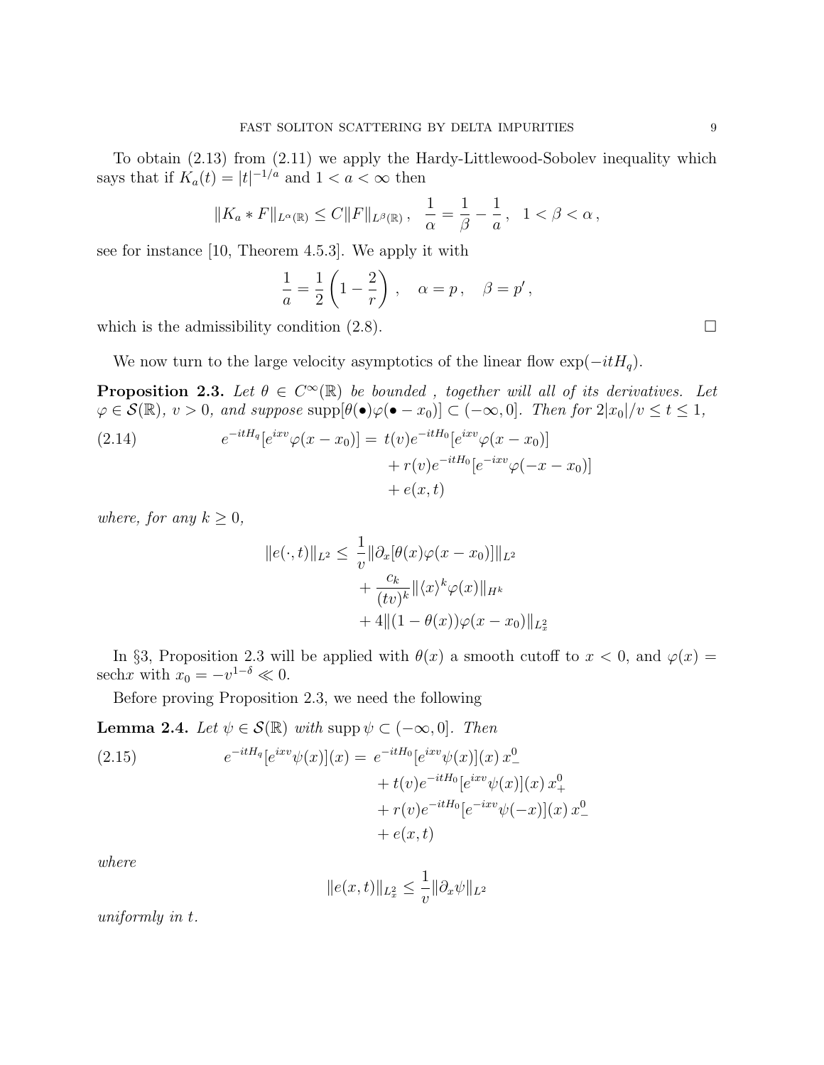To obtain (2.13) from (2.11) we apply the Hardy-Littlewood-Sobolev inequality which says that if $K_a(t) = |t|^{-1/a}$ and $1 < a < \infty$ then

$$\|K_a * F\|_{L^\alpha(\mathbb{R})} \leq C\|F\|_{L^\beta(\mathbb{R})}\,, \quad \frac{1}{\alpha} = \frac{1}{\beta} - \frac{1}{a}\,, \quad 1 < \beta < \alpha\,,$$

see for instance [10, Theorem 4.5.3]. We apply it with

$$\frac{1}{a} = \frac{1}{2}\left(1 - \frac{2}{r}\right)\,, \quad \alpha = p\,, \quad \beta = p'\,,$$

which is the admissibility condition (2.8). $\square$

We now turn to the large velocity asymptotics of the linear flow $\exp(-itH_q)$.

**Proposition 2.3.** *Let $\theta \in C^\infty(\mathbb{R})$ be bounded , together will all of its derivatives. Let $\varphi \in \mathcal{S}(\mathbb{R})$, $v > 0$, and suppose $\operatorname{supp}[\theta(\bullet)\varphi(\bullet - x_0)] \subset (-\infty, 0]$. Then for $2|x_0|/v \leq t \leq 1$,*

$$\begin{aligned} e^{-itH_q}[e^{ixv}\varphi(x - x_0)] = \; & t(v)e^{-itH_0}[e^{ixv}\varphi(x - x_0)] \\ & + r(v)e^{-itH_0}[e^{-ixv}\varphi(-x - x_0)] \\ & + e(x,t) \end{aligned} \tag{2.14}$$

*where, for any $k \geq 0$,*

$$\begin{aligned} \|e(\cdot,t)\|_{L^2} \leq \; & \frac{1}{v}\|\partial_x[\theta(x)\varphi(x - x_0)]\|_{L^2} \\ & + \frac{c_k}{(tv)^k}\|\langle x\rangle^k\varphi(x)\|_{H^k} \\ & + 4\|(1 - \theta(x))\varphi(x - x_0)\|_{L^2_x} \end{aligned}$$

In §3, Proposition 2.3 will be applied with $\theta(x)$ a smooth cutoff to $x < 0$, and $\varphi(x) = \operatorname{sech} x$ with $x_0 = -v^{1-\delta} \ll 0$.

Before proving Proposition 2.3, we need the following

**Lemma 2.4.** *Let $\psi \in \mathcal{S}(\mathbb{R})$ with $\operatorname{supp}\psi \subset (-\infty, 0]$. Then*

$$\begin{aligned} e^{-itH_q}[e^{ixv}\psi(x)](x) = \; & e^{-itH_0}[e^{ixv}\psi(x)](x)\, x_-^0 \\ & + t(v)e^{-itH_0}[e^{ixv}\psi(x)](x)\, x_+^0 \\ & + r(v)e^{-itH_0}[e^{-ixv}\psi(-x)](x)\, x_-^0 \\ & + e(x,t) \end{aligned} \tag{2.15}$$

*where*

$$\|e(x,t)\|_{L^2_x} \leq \frac{1}{v}\|\partial_x\psi\|_{L^2}$$

*uniformly in $t$.*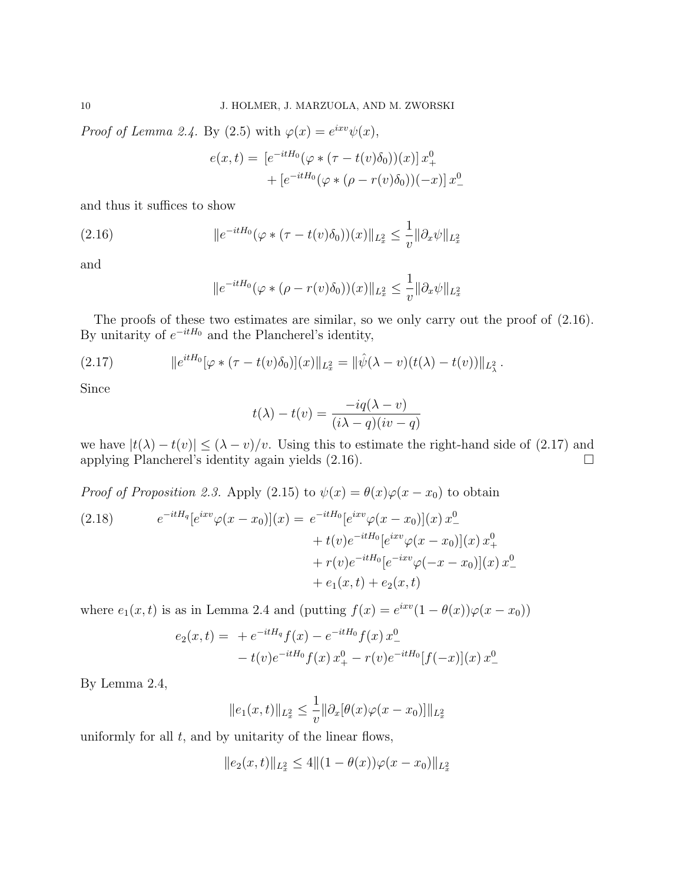*Proof of Lemma 2.4.* By (2.5) with $\varphi(x) = e^{ixv}\psi(x)$,

$$
\begin{aligned}
e(x,t) = \; & [e^{-itH_0}(\varphi * (\tau - t(v)\delta_0))(x)]\, x_+^0 \\
& + [e^{-itH_0}(\varphi * (\rho - r(v)\delta_0))(-x)]\, x_-^0
\end{aligned}
$$

and thus it suffices to show

$$
\|e^{-itH_0}(\varphi * (\tau - t(v)\delta_0))(x)\|_{L_x^2} \leq \frac{1}{v}\|\partial_x \psi\|_{L_x^2} \tag{2.16}
$$

and

$$
\|e^{-itH_0}(\varphi * (\rho - r(v)\delta_0))(x)\|_{L_x^2} \leq \frac{1}{v}\|\partial_x \psi\|_{L_x^2}
$$

The proofs of these two estimates are similar, so we only carry out the proof of (2.16). By unitarity of $e^{-itH_0}$ and the Plancherel's identity,

$$
\|e^{itH_0}[\varphi * (\tau - t(v)\delta_0)](x)\|_{L_x^2} = \|\hat{\psi}(\lambda - v)(t(\lambda) - t(v))\|_{L_\lambda^2}\,. \tag{2.17}
$$

Since

$$
t(\lambda) - t(v) = \frac{-iq(\lambda - v)}{(i\lambda - q)(iv - q)}
$$

we have $|t(\lambda) - t(v)| \leq (\lambda - v)/v$. Using this to estimate the right-hand side of (2.17) and applying Plancherel's identity again yields (2.16). $\square$

*Proof of Proposition 2.3.* Apply (2.15) to $\psi(x) = \theta(x)\varphi(x - x_0)$ to obtain

$$
\begin{aligned}
e^{-itH_q}[e^{ixv}\varphi(x - x_0)](x) = \; & e^{-itH_0}[e^{ixv}\varphi(x - x_0)](x)\, x_-^0 \\
& + t(v)e^{-itH_0}[e^{ixv}\varphi(x - x_0)](x)\, x_+^0 \\
& + r(v)e^{-itH_0}[e^{-ixv}\varphi(-x - x_0)](x)\, x_-^0 \\
& + e_1(x,t) + e_2(x,t)
\end{aligned} \tag{2.18}
$$

where $e_1(x,t)$ is as in Lemma 2.4 and (putting $f(x) = e^{ixv}(1 - \theta(x))\varphi(x - x_0)$)

$$
\begin{aligned}
e_2(x,t) = \; & + e^{-itH_q}f(x) - e^{-itH_0}f(x)\, x_-^0 \\
& - t(v)e^{-itH_0}f(x)\, x_+^0 - r(v)e^{-itH_0}[f(-x)](x)\, x_-^0
\end{aligned}
$$

By Lemma 2.4,

$$
\|e_1(x,t)\|_{L_x^2} \leq \frac{1}{v}\|\partial_x[\theta(x)\varphi(x - x_0)]\|_{L_x^2}
$$

uniformly for all $t$, and by unitarity of the linear flows,

$$
\|e_2(x,t)\|_{L_x^2} \leq 4\|(1 - \theta(x))\varphi(x - x_0)\|_{L_x^2}
$$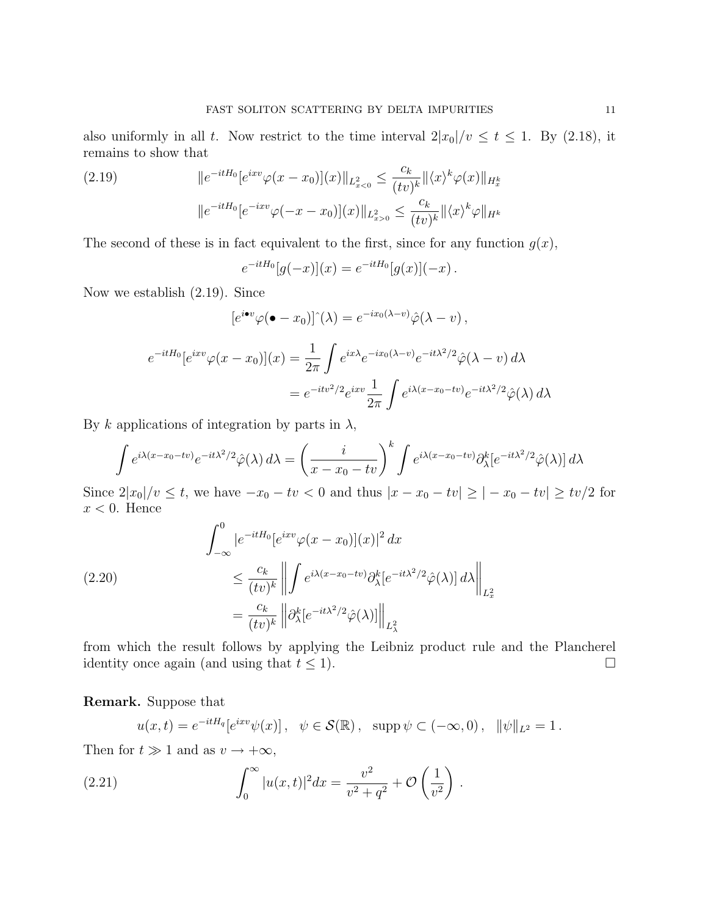also uniformly in all $t$. Now restrict to the time interval $2|x_0|/v \le t \le 1$. By (2.18), it remains to show that

$$
\begin{aligned}
&\|e^{-itH_0}[e^{ixv}\varphi(x-x_0)](x)\|_{L^2_{x<0}} \le \frac{c_k}{(tv)^k}\|\langle x\rangle^k \varphi(x)\|_{H^k_x} \\
&\|e^{-itH_0}[e^{-ixv}\varphi(-x-x_0)](x)\|_{L^2_{x>0}} \le \frac{c_k}{(tv)^k}\|\langle x\rangle^k \varphi\|_{H^k}
\end{aligned}
\tag{2.19}
$$

The second of these is in fact equivalent to the first, since for any function $g(x)$,

$$
e^{-itH_0}[g(-x)](x) = e^{-itH_0}[g(x)](-x)\,.
$$

Now we establish (2.19). Since

$$
[e^{i\bullet v}\varphi(\bullet - x_0)]\hat{\ }(\lambda) = e^{-ix_0(\lambda - v)}\hat\varphi(\lambda - v)\,,
$$

$$
\begin{aligned}
e^{-itH_0}[e^{ixv}\varphi(x-x_0)](x) &= \frac{1}{2\pi}\int e^{ix\lambda}e^{-ix_0(\lambda-v)}e^{-it\lambda^2/2}\hat\varphi(\lambda - v)\,d\lambda \\
&= e^{-itv^2/2}e^{ixv}\frac{1}{2\pi}\int e^{i\lambda(x-x_0-tv)}e^{-it\lambda^2/2}\hat\varphi(\lambda)\,d\lambda
\end{aligned}
$$

By $k$ applications of integration by parts in $\lambda$,

$$
\int e^{i\lambda(x-x_0-tv)}e^{-it\lambda^2/2}\hat\varphi(\lambda)\,d\lambda = \left(\frac{i}{x-x_0-tv}\right)^k \int e^{i\lambda(x-x_0-tv)}\partial_\lambda^k[e^{-it\lambda^2/2}\hat\varphi(\lambda)]\,d\lambda
$$

Since $2|x_0|/v \le t$, we have $-x_0 - tv < 0$ and thus $|x - x_0 - tv| \ge |-x_0 - tv| \ge tv/2$ for $x<0$. Hence

$$
\begin{aligned}
\int_{-\infty}^0 &|e^{-itH_0}[e^{ixv}\varphi(x-x_0)](x)|^2\,dx \\
&\le \frac{c_k}{(tv)^k}\left\| \int e^{i\lambda(x-x_0-tv)}\partial_\lambda^k[e^{-it\lambda^2/2}\hat\varphi(\lambda)]\,d\lambda \right\|_{L^2_x} \\
&= \frac{c_k}{(tv)^k}\left\|\partial_\lambda^k[e^{-it\lambda^2/2}\hat\varphi(\lambda)]\right\|_{L^2_\lambda}
\end{aligned}
\tag{2.20}
$$

from which the result follows by applying the Leibniz product rule and the Plancherel identity once again (and using that $t \le 1$). $\square$

**Remark.** Suppose that

$$
u(x,t) = e^{-itH_q}[e^{ixv}\psi(x)]\,, \quad \psi \in \mathcal{S}(\mathbb{R})\,, \quad \operatorname{supp}\psi \subset (-\infty,0)\,, \quad \|\psi\|_{L^2} = 1\,.
$$

Then for $t \gg 1$ and as $v \to +\infty$,

$$
\int_0^\infty |u(x,t)|^2 dx = \frac{v^2}{v^2+q^2} + \mathcal{O}\left(\frac{1}{v^2}\right)\,.
\tag{2.21}
$$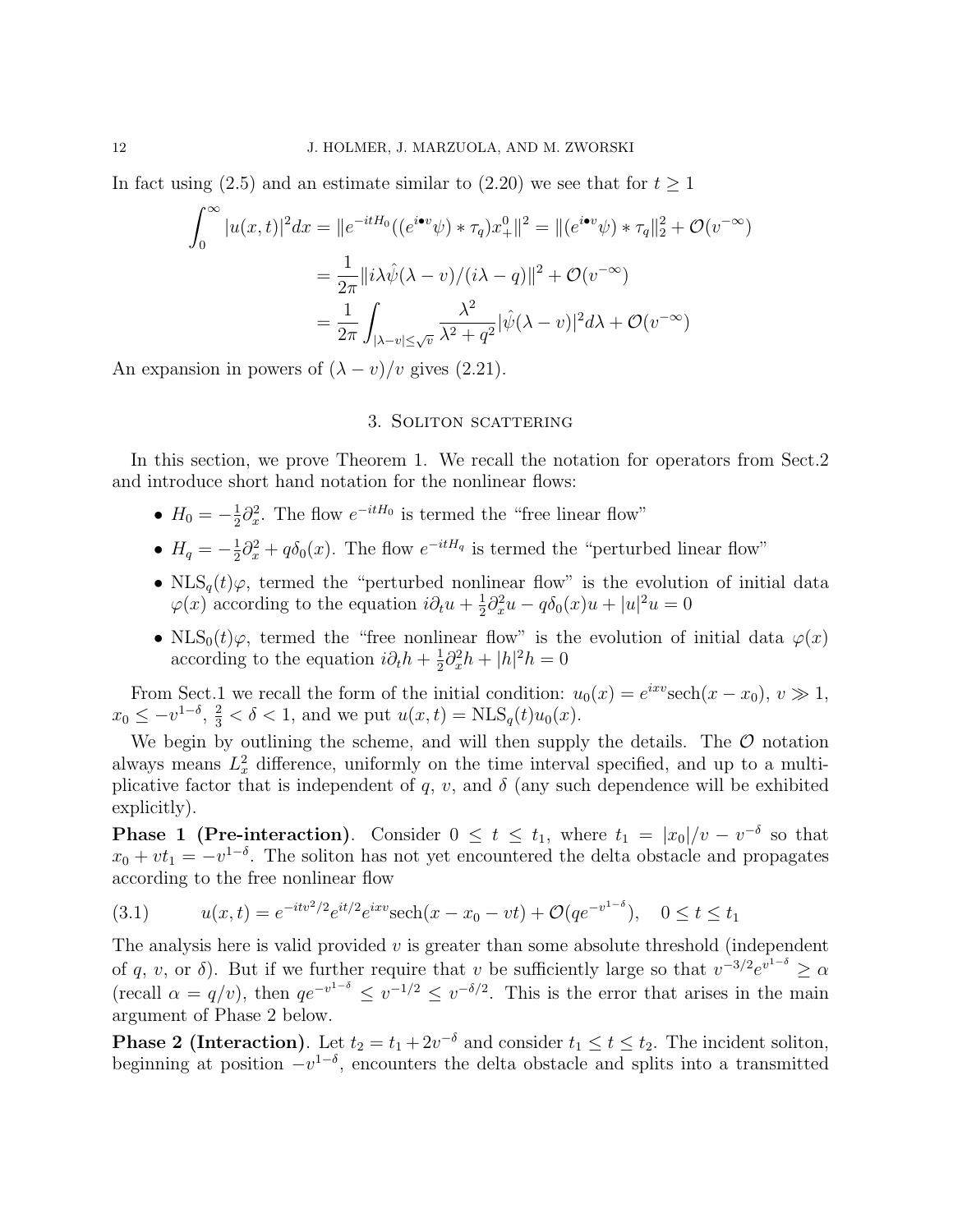In fact using (2.5) and an estimate similar to (2.20) we see that for $t \geq 1$

$$\begin{aligned}
\int_0^\infty |u(x,t)|^2 dx &= \| e^{-itH_0}((e^{i\bullet v}\psi) * \tau_q) x_+^0 \|^2 = \|(e^{i\bullet v}\psi) * \tau_q\|_2^2 + \mathcal{O}(v^{-\infty}) \\
&= \frac{1}{2\pi} \| i\lambda \hat{\psi}(\lambda - v)/(i\lambda - q)\|^2 + \mathcal{O}(v^{-\infty}) \\
&= \frac{1}{2\pi} \int_{|\lambda - v| \leq \sqrt{v}} \frac{\lambda^2}{\lambda^2 + q^2} |\hat{\psi}(\lambda - v)|^2 d\lambda + \mathcal{O}(v^{-\infty})
\end{aligned}$$

An expansion in powers of $(\lambda - v)/v$ gives (2.21).

## 3. Soliton scattering

In this section, we prove Theorem 1. We recall the notation for operators from Sect.2 and introduce short hand notation for the nonlinear flows:

- $H_0 = -\frac{1}{2}\partial_x^2$. The flow $e^{-itH_0}$ is termed the "free linear flow"
- $H_q = -\frac{1}{2}\partial_x^2 + q\delta_0(x)$. The flow $e^{-itH_q}$ is termed the "perturbed linear flow"
- $\mathrm{NLS}_q(t)\varphi$, termed the "perturbed nonlinear flow" is the evolution of initial data $\varphi(x)$ according to the equation $i\partial_t u + \frac{1}{2}\partial_x^2 u - q\delta_0(x)u + |u|^2 u = 0$
- $\mathrm{NLS}_0(t)\varphi$, termed the "free nonlinear flow" is the evolution of initial data $\varphi(x)$ according to the equation $i\partial_t h + \frac{1}{2}\partial_x^2 h + |h|^2 h = 0$

From Sect.1 we recall the form of the initial condition: $u_0(x) = e^{ixv}\operatorname{sech}(x - x_0)$, $v \gg 1$, $x_0 \leq -v^{1-\delta}$, $\frac{2}{3} < \delta < 1$, and we put $u(x,t) = \mathrm{NLS}_q(t)u_0(x)$.

We begin by outlining the scheme, and will then supply the details. The $\mathcal{O}$ notation always means $L_x^2$ difference, uniformly on the time interval specified, and up to a multiplicative factor that is independent of $q$, $v$, and $\delta$ (any such dependence will be exhibited explicitly).

**Phase 1 (Pre-interaction)**. Consider $0 \leq t \leq t_1$, where $t_1 = |x_0|/v - v^{-\delta}$ so that $x_0 + vt_1 = -v^{1-\delta}$. The soliton has not yet encountered the delta obstacle and propagates according to the free nonlinear flow

$$u(x,t) = e^{-itv^2/2} e^{it/2} e^{ixv} \operatorname{sech}(x - x_0 - vt) + \mathcal{O}(qe^{-v^{1-\delta}}), \quad 0 \leq t \leq t_1 \tag{3.1}$$

The analysis here is valid provided $v$ is greater than some absolute threshold (independent of $q$, $v$, or $\delta$). But if we further require that $v$ be sufficiently large so that $v^{-3/2}e^{v^{1-\delta}} \geq \alpha$ (recall $\alpha = q/v$), then $qe^{-v^{1-\delta}} \leq v^{-1/2} \leq v^{-\delta/2}$. This is the error that arises in the main argument of Phase 2 below.

**Phase 2 (Interaction)**. Let $t_2 = t_1 + 2v^{-\delta}$ and consider $t_1 \leq t \leq t_2$. The incident soliton, beginning at position $-v^{1-\delta}$, encounters the delta obstacle and splits into a transmitted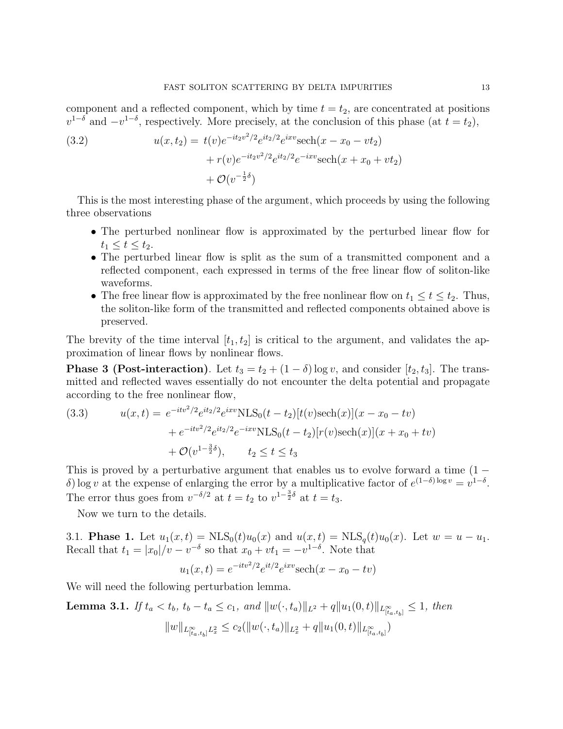component and a reflected component, which by time $t = t_2$, are concentrated at positions $v^{1-\delta}$ and $-v^{1-\delta}$, respectively. More precisely, at the conclusion of this phase (at $t = t_2$),

$$
\begin{aligned}
u(x,t_2) = \; & t(v)e^{-it_2v^2/2}e^{it_2/2}e^{ixv}\mathrm{sech}(x - x_0 - vt_2) \\
& + r(v)e^{-it_2v^2/2}e^{it_2/2}e^{-ixv}\mathrm{sech}(x + x_0 + vt_2) \\
& + \mathcal{O}(v^{-\frac{1}{2}\delta})
\end{aligned}
\tag{3.2}
$$

This is the most interesting phase of the argument, which proceeds by using the following three observations

- The perturbed nonlinear flow is approximated by the perturbed linear flow for $t_1 \le t \le t_2$.
- The perturbed linear flow is split as the sum of a transmitted component and a reflected component, each expressed in terms of the free linear flow of soliton-like waveforms.
- The free linear flow is approximated by the free nonlinear flow on $t_1 \le t \le t_2$. Thus, the soliton-like form of the transmitted and reflected components obtained above is preserved.

The brevity of the time interval $[t_1, t_2]$ is critical to the argument, and validates the approximation of linear flows by nonlinear flows.

**Phase 3 (Post-interaction)**. Let $t_3 = t_2 + (1-\delta)\log v$, and consider $[t_2, t_3]$. The transmitted and reflected waves essentially do not encounter the delta potential and propagate according to the free nonlinear flow,

$$
\begin{aligned}
u(x,t) = \; & e^{-itv^2/2}e^{it_2/2}e^{ixv}\mathrm{NLS}_0(t-t_2)[t(v)\mathrm{sech}(x)](x - x_0 - tv) \\
& + e^{-itv^2/2}e^{it_2/2}e^{-ixv}\mathrm{NLS}_0(t-t_2)[r(v)\mathrm{sech}(x)](x + x_0 + tv) \\
& + \mathcal{O}(v^{1-\frac{3}{2}\delta}), \qquad t_2 \le t \le t_3
\end{aligned}
\tag{3.3}
$$

This is proved by a perturbative argument that enables us to evolve forward a time $(1-\delta)\log v$ at the expense of enlarging the error by a multiplicative factor of $e^{(1-\delta)\log v} = v^{1-\delta}$. The error thus goes from $v^{-\delta/2}$ at $t = t_2$ to $v^{1-\frac{3}{2}\delta}$ at $t = t_3$.

Now we turn to the details.

## 3.1. Phase 1.

Let $u_1(x,t) = \mathrm{NLS}_0(t)u_0(x)$ and $u(x,t) = \mathrm{NLS}_q(t)u_0(x)$. Let $w = u - u_1$. Recall that $t_1 = |x_0|/v - v^{-\delta}$ so that $x_0 + vt_1 = -v^{1-\delta}$. Note that

$$
u_1(x,t) = e^{-itv^2/2}e^{it/2}e^{ixv}\mathrm{sech}(x - x_0 - tv)
$$

We will need the following perturbation lemma.

**Lemma 3.1.** *If $t_a < t_b$, $t_b - t_a \le c_1$, and $\|w(\cdot, t_a)\|_{L^2} + q\|u_1(0,t)\|_{L^\infty_{[t_a,t_b]}} \le 1$, then*

$$
\|w\|_{L^\infty_{[t_a,t_b]}L^2_x} \le c_2(\|w(\cdot,t_a)\|_{L^2_x} + q\|u_1(0,t)\|_{L^\infty_{[t_a,t_b]}})
$$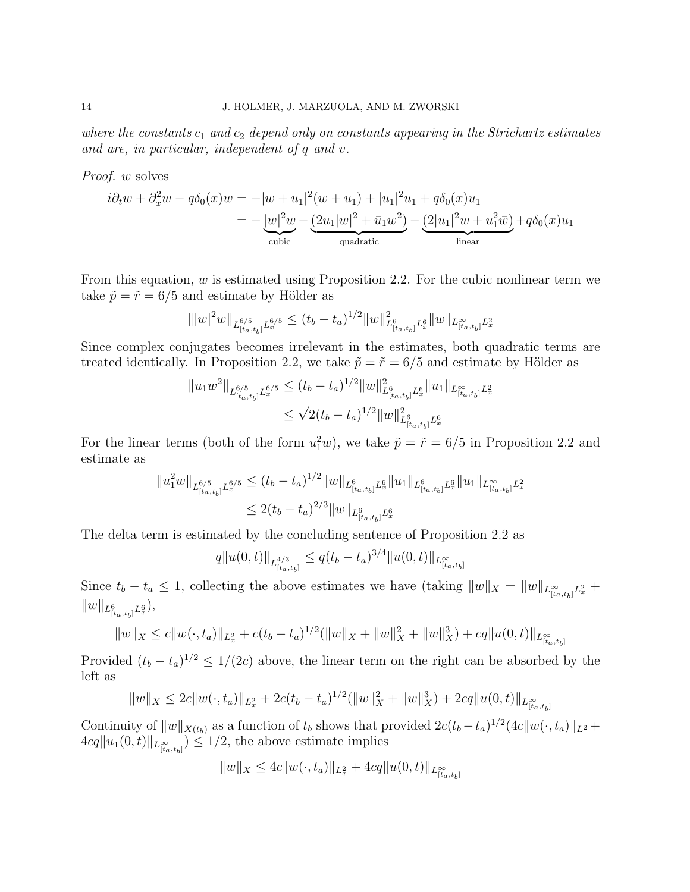*where the constants $c_1$ and $c_2$ depend only on constants appearing in the Strichartz estimates and are, in particular, independent of $q$ and $v$.*

*Proof.* $w$ solves

$$
\begin{aligned}
i\partial_t w + \partial_x^2 w - q\delta_0(x) w &= -|w+u_1|^2(w+u_1) + |u_1|^2 u_1 + q\delta_0(x) u_1 \\
&= -\underbrace{|w|^2 w}_{\text{cubic}} - \underbrace{(2u_1|w|^2 + \bar{u}_1 w^2)}_{\text{quadratic}} - \underbrace{(2|u_1|^2 w + u_1^2 \bar{w})}_{\text{linear}} + q\delta_0(x) u_1
\end{aligned}
$$

From this equation, $w$ is estimated using Proposition 2.2. For the cubic nonlinear term we take $\tilde{p} = \tilde{r} = 6/5$ and estimate by Hölder as

$$
\| |w|^2 w \|_{L^{6/5}_{[t_a,t_b]} L^{6/5}_x} \leq (t_b - t_a)^{1/2} \|w\|^2_{L^6_{[t_a,t_b]} L^6_x} \|w\|_{L^\infty_{[t_a,t_b]} L^2_x}
$$

Since complex conjugates becomes irrelevant in the estimates, both quadratic terms are treated identically. In Proposition 2.2, we take $\tilde{p} = \tilde{r} = 6/5$ and estimate by Hölder as

$$
\begin{aligned}
\|u_1 w^2\|_{L^{6/5}_{[t_a,t_b]} L^{6/5}_x} &\leq (t_b - t_a)^{1/2} \|w\|^2_{L^6_{[t_a,t_b]} L^6_x} \|u_1\|_{L^\infty_{[t_a,t_b]} L^2_x} \\
&\leq \sqrt{2} (t_b - t_a)^{1/2} \|w\|^2_{L^6_{[t_a,t_b]} L^6_x}
\end{aligned}
$$

For the linear terms (both of the form $u_1^2 w$), we take $\tilde{p} = \tilde{r} = 6/5$ in Proposition 2.2 and estimate as

$$
\begin{aligned}
\|u_1^2 w\|_{L^{6/5}_{[t_a,t_b]} L^{6/5}_x} &\leq (t_b - t_a)^{1/2} \|w\|_{L^6_{[t_a,t_b]} L^6_x} \|u_1\|_{L^6_{[t_a,t_b]} L^6_x} \|u_1\|_{L^\infty_{[t_a,t_b]} L^2_x} \\
&\leq 2 (t_b - t_a)^{2/3} \|w\|_{L^6_{[t_a,t_b]} L^6_x}
\end{aligned}
$$

The delta term is estimated by the concluding sentence of Proposition 2.2 as

$$
q \|u(0,t)\|_{L^{4/3}_{[t_a,t_b]}} \leq q (t_b - t_a)^{3/4} \|u(0,t)\|_{L^\infty_{[t_a,t_b]}}
$$

Since $t_b - t_a \leq 1$, collecting the above estimates we have (taking $\|w\|_X = \|w\|_{L^\infty_{[t_a,t_b]} L^2_x} + \|w\|_{L^6_{[t_a,t_b]} L^6_x}$),

$$
\|w\|_X \leq c \|w(\cdot, t_a)\|_{L^2_x} + c(t_b - t_a)^{1/2} (\|w\|_X + \|w\|_X^2 + \|w\|_X^3) + cq \|u(0,t)\|_{L^\infty_{[t_a,t_b]}}
$$

Provided $(t_b - t_a)^{1/2} \leq 1/(2c)$ above, the linear term on the right can be absorbed by the left as

$$
\|w\|_X \leq 2c \|w(\cdot, t_a)\|_{L^2_x} + 2c(t_b - t_a)^{1/2} (\|w\|_X^2 + \|w\|_X^3) + 2cq \|u(0,t)\|_{L^\infty_{[t_a,t_b]}}
$$

Continuity of $\|w\|_{X(t_b)}$ as a function of $t_b$ shows that provided $2c(t_b - t_a)^{1/2}(4c\|w(\cdot, t_a)\|_{L^2} + 4cq\|u_1(0,t)\|_{L^\infty_{[t_a,t_b]}}) \leq 1/2$, the above estimate implies

$$
\|w\|_X \leq 4c \|w(\cdot, t_a)\|_{L^2_x} + 4cq \|u(0,t)\|_{L^\infty_{[t_a,t_b]}}
$$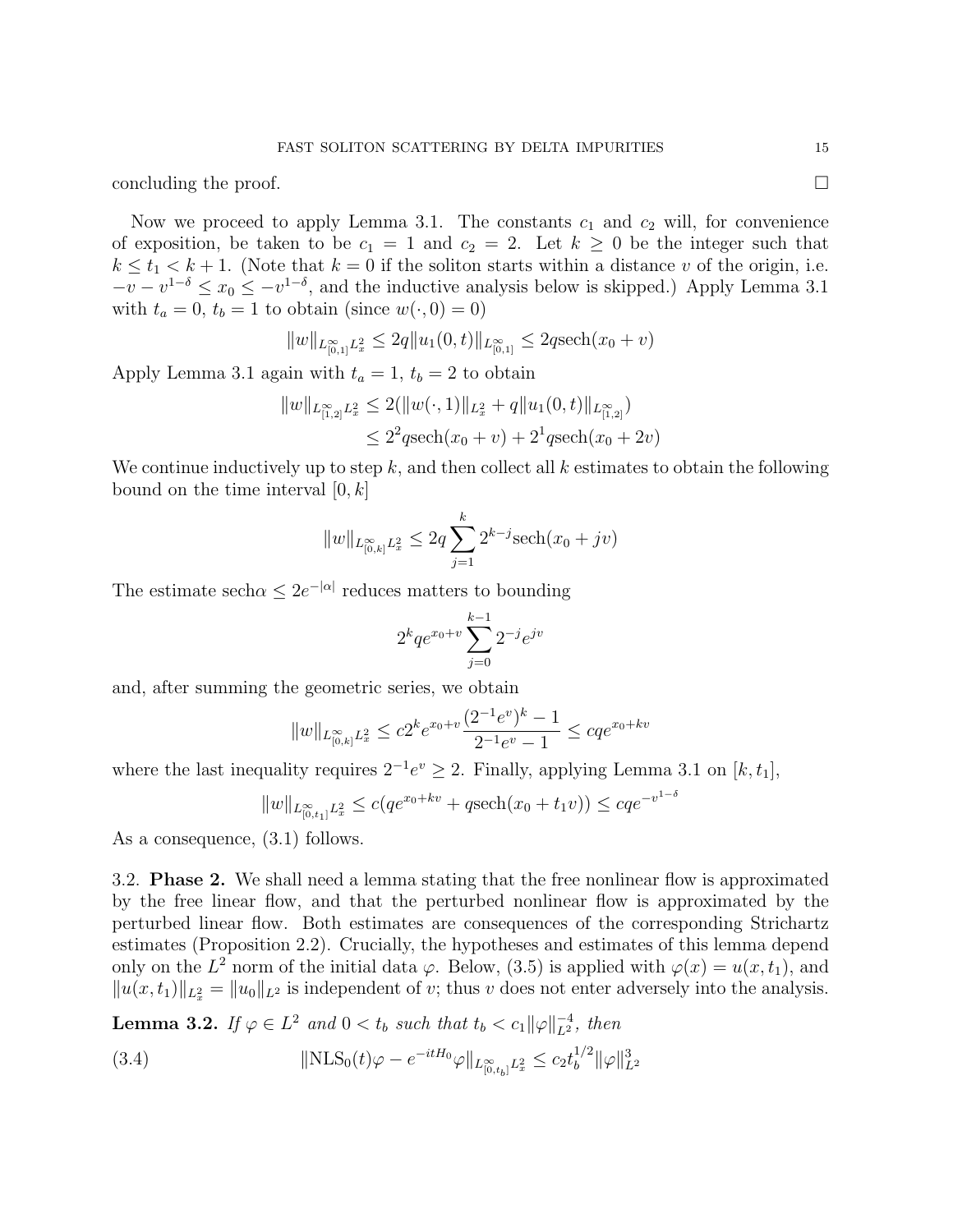concluding the proof. $\square$

Now we proceed to apply Lemma 3.1. The constants $c_1$ and $c_2$ will, for convenience of exposition, be taken to be $c_1 = 1$ and $c_2 = 2$. Let $k \geq 0$ be the integer such that $k \leq t_1 < k+1$. (Note that $k = 0$ if the soliton starts within a distance $v$ of the origin, i.e. $-v - v^{1-\delta} \leq x_0 \leq -v^{1-\delta}$, and the inductive analysis below is skipped.) Apply Lemma 3.1 with $t_a = 0$, $t_b = 1$ to obtain (since $w(\cdot, 0) = 0$)

$$\|w\|_{L^\infty_{[0,1]} L^2_x} \leq 2q \|u_1(0,t)\|_{L^\infty_{[0,1]}} \leq 2q \operatorname{sech}(x_0 + v)$$

Apply Lemma 3.1 again with $t_a = 1$, $t_b = 2$ to obtain

$$\begin{aligned}\|w\|_{L^\infty_{[1,2]} L^2_x} &\leq 2(\|w(\cdot, 1)\|_{L^2_x} + q\|u_1(0,t)\|_{L^\infty_{[1,2]}}) \\ &\leq 2^2 q \operatorname{sech}(x_0 + v) + 2^1 q \operatorname{sech}(x_0 + 2v)\end{aligned}$$

We continue inductively up to step $k$, and then collect all $k$ estimates to obtain the following bound on the time interval $[0, k]$

$$\|w\|_{L^\infty_{[0,k]} L^2_x} \leq 2q \sum_{j=1}^{k} 2^{k-j} \operatorname{sech}(x_0 + jv)$$

The estimate $\operatorname{sech}\alpha \leq 2e^{-|\alpha|}$ reduces matters to bounding

$$2^k q e^{x_0 + v} \sum_{j=0}^{k-1} 2^{-j} e^{jv}$$

and, after summing the geometric series, we obtain

$$\|w\|_{L^\infty_{[0,k]} L^2_x} \leq c 2^k e^{x_0 + v} \frac{(2^{-1}e^v)^k - 1}{2^{-1}e^v - 1} \leq c q e^{x_0 + kv}$$

where the last inequality requires $2^{-1}e^v \geq 2$. Finally, applying Lemma 3.1 on $[k, t_1]$,

$$\|w\|_{L^\infty_{[0,t_1]} L^2_x} \leq c(qe^{x_0 + kv} + q\operatorname{sech}(x_0 + t_1 v)) \leq cqe^{-v^{1-\delta}}$$

As a consequence, (3.1) follows.

## 3.2. Phase 2.

We shall need a lemma stating that the free nonlinear flow is approximated by the free linear flow, and that the perturbed nonlinear flow is approximated by the perturbed linear flow. Both estimates are consequences of the corresponding Strichartz estimates (Proposition 2.2). Crucially, the hypotheses and estimates of this lemma depend only on the $L^2$ norm of the initial data $\varphi$. Below, (3.5) is applied with $\varphi(x) = u(x, t_1)$, and $\|u(x,t_1)\|_{L^2_x} = \|u_0\|_{L^2}$ is independent of $v$; thus $v$ does not enter adversely into the analysis.

**Lemma 3.2.** *If $\varphi \in L^2$ and $0 < t_b$ such that $t_b < c_1 \|\varphi\|_{L^2}^{-4}$, then*

$$\|\mathrm{NLS}_0(t)\varphi - e^{-itH_0}\varphi\|_{L^\infty_{[0,t_b]} L^2_x} \leq c_2 t_b^{1/2} \|\varphi\|_{L^2}^3 \tag{3.4}$$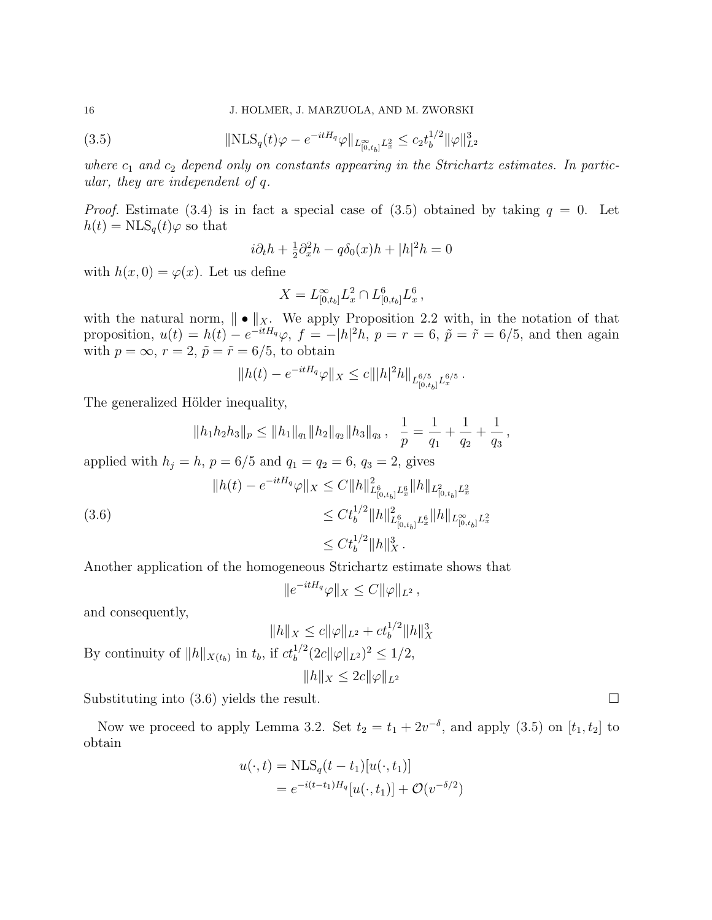$$\|\mathrm{NLS}_q(t)\varphi - e^{-itH_q}\varphi\|_{L^\infty_{[0,t_b]}L^2_x} \leq c_2 t_b^{1/2}\|\varphi\|^3_{L^2} \tag{3.5}$$

*where $c_1$ and $c_2$ depend only on constants appearing in the Strichartz estimates. In particular, they are independent of $q$.*

*Proof.* Estimate (3.4) is in fact a special case of (3.5) obtained by taking $q = 0$. Let $h(t) = \mathrm{NLS}_q(t)\varphi$ so that

$$i\partial_t h + \tfrac{1}{2}\partial_x^2 h - q\delta_0(x)h + |h|^2 h = 0$$

with $h(x, 0) = \varphi(x)$. Let us define

$$X = L^\infty_{[0,t_b]}L^2_x \cap L^6_{[0,t_b]}L^6_x\,,$$

with the natural norm, $\|\bullet\|_X$. We apply Proposition 2.2 with, in the notation of that proposition, $u(t) = h(t) - e^{-itH_q}\varphi$, $f = -|h|^2h$, $p = r = 6$, $\tilde{p} = \tilde{r} = 6/5$, and then again with $p = \infty$, $r = 2$, $\tilde{p} = \tilde{r} = 6/5$, to obtain

$$\|h(t) - e^{-itH_q}\varphi\|_X \leq c\||h|^2h\|_{L^{6/5}_{[0,t_b]}L^{6/5}_x}\,.$$

The generalized Hölder inequality,

$$\|h_1h_2h_3\|_p \leq \|h_1\|_{q_1}\|h_2\|_{q_2}\|h_3\|_{q_3}\,, \quad \frac{1}{p} = \frac{1}{q_1} + \frac{1}{q_2} + \frac{1}{q_3}\,,$$

applied with $h_j = h$, $p = 6/5$ and $q_1 = q_2 = 6$, $q_3 = 2$, gives

$$\begin{aligned}
\|h(t) - e^{-itH_q}\varphi\|_X &\leq C\|h\|^2_{L^6_{[0,t_b]}L^6_x}\|h\|_{L^2_{[0,t_b]}L^2_x} \\
&\leq Ct_b^{1/2}\|h\|^2_{L^6_{[0,t_b]}L^6_x}\|h\|_{L^\infty_{[0,t_b]}L^2_x} \\
&\leq Ct_b^{1/2}\|h\|^3_X\,.
\end{aligned} \tag{3.6}$$

Another application of the homogeneous Strichartz estimate shows that

$$\|e^{-itH_q}\varphi\|_X \leq C\|\varphi\|_{L^2}\,,$$

and consequently,

$$\|h\|_X \leq c\|\varphi\|_{L^2} + ct_b^{1/2}\|h\|^3_X$$

By continuity of $\|h\|_{X(t_b)}$ in $t_b$, if $ct_b^{1/2}(2c\|\varphi\|_{L^2})^2 \leq 1/2$,

$$\|h\|_X \leq 2c\|\varphi\|_{L^2}$$

Substituting into (3.6) yields the result. $\square$

Now we proceed to apply Lemma 3.2. Set $t_2 = t_1 + 2v^{-\delta}$, and apply (3.5) on $[t_1, t_2]$ to obtain

$$\begin{aligned}
u(\cdot, t) &= \mathrm{NLS}_q(t - t_1)[u(\cdot, t_1)] \\
&= e^{-i(t-t_1)H_q}[u(\cdot, t_1)] + \mathcal{O}(v^{-\delta/2})
\end{aligned}$$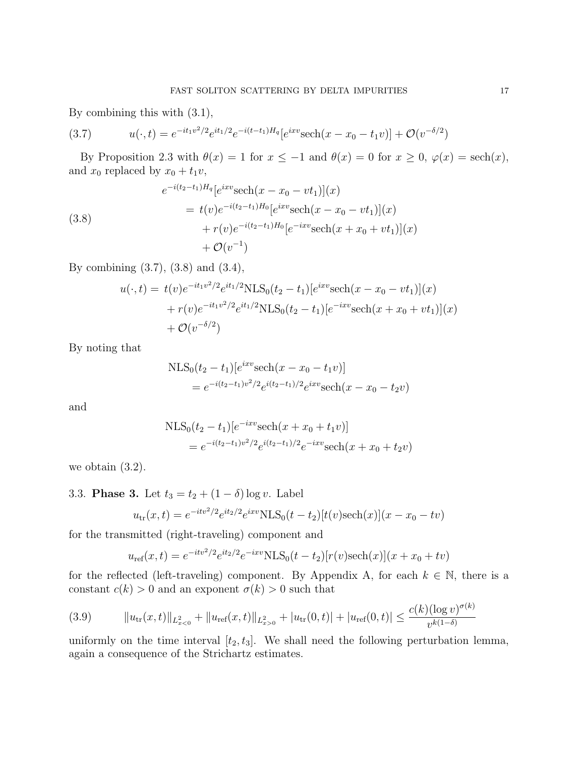By combining this with (3.1),

$$u(\cdot,t) = e^{-it_1v^2/2}e^{it_1/2}e^{-i(t-t_1)H_q}[e^{ixv}\text{sech}(x-x_0-t_1v)] + \mathcal{O}(v^{-\delta/2}) \tag{3.7}$$

By Proposition 2.3 with $\theta(x)=1$ for $x\leq -1$ and $\theta(x)=0$ for $x\geq 0$, $\varphi(x)=\text{sech}(x)$, and $x_0$ replaced by $x_0+t_1v$,

$$\begin{aligned}
&e^{-i(t_2-t_1)H_q}[e^{ixv}\text{sech}(x-x_0-vt_1)](x)\\
&\quad = t(v)e^{-i(t_2-t_1)H_0}[e^{ixv}\text{sech}(x-x_0-vt_1)](x)\\
&\qquad + r(v)e^{-i(t_2-t_1)H_0}[e^{-ixv}\text{sech}(x+x_0+vt_1)](x)\\
&\qquad + \mathcal{O}(v^{-1})
\end{aligned} \tag{3.8}$$

By combining (3.7), (3.8) and (3.4),

$$\begin{aligned}
u(\cdot,t) = &\; t(v)e^{-it_1v^2/2}e^{it_1/2}\text{NLS}_0(t_2-t_1)[e^{ixv}\text{sech}(x-x_0-vt_1)](x)\\
&+ r(v)e^{-it_1v^2/2}e^{it_1/2}\text{NLS}_0(t_2-t_1)[e^{-ixv}\text{sech}(x+x_0+vt_1)](x)\\
&+ \mathcal{O}(v^{-\delta/2})
\end{aligned}$$

By noting that

$$\begin{aligned}
&\text{NLS}_0(t_2-t_1)[e^{ixv}\text{sech}(x-x_0-t_1v)]\\
&\quad = e^{-i(t_2-t_1)v^2/2}e^{i(t_2-t_1)/2}e^{ixv}\text{sech}(x-x_0-t_2v)
\end{aligned}$$

and

$$\begin{aligned}
&\text{NLS}_0(t_2-t_1)[e^{-ixv}\text{sech}(x+x_0+t_1v)]\\
&\quad = e^{-i(t_2-t_1)v^2/2}e^{i(t_2-t_1)/2}e^{-ixv}\text{sech}(x+x_0+t_2v)
\end{aligned}$$

we obtain (3.2).

### 3.3. **Phase 3.**

Let $t_3 = t_2 + (1-\delta)\log v$. Label

$$u_{\text{tr}}(x,t) = e^{-itv^2/2}e^{it_2/2}e^{ixv}\text{NLS}_0(t-t_2)[t(v)\text{sech}(x)](x-x_0-tv)$$

for the transmitted (right-traveling) component and

$$u_{\text{ref}}(x,t) = e^{-itv^2/2}e^{it_2/2}e^{-ixv}\text{NLS}_0(t-t_2)[r(v)\text{sech}(x)](x+x_0+tv)$$

for the reflected (left-traveling) component. By Appendix A, for each $k\in\mathbb{N}$, there is a constant $c(k)>0$ and an exponent $\sigma(k)>0$ such that

$$\|u_{\text{tr}}(x,t)\|_{L^2_{x<0}} + \|u_{\text{ref}}(x,t)\|_{L^2_{x>0}} + |u_{\text{tr}}(0,t)| + |u_{\text{ref}}(0,t)| \leq \frac{c(k)(\log v)^{\sigma(k)}}{v^{k(1-\delta)}} \tag{3.9}$$

uniformly on the time interval $[t_2,t_3]$. We shall need the following perturbation lemma, again a consequence of the Strichartz estimates.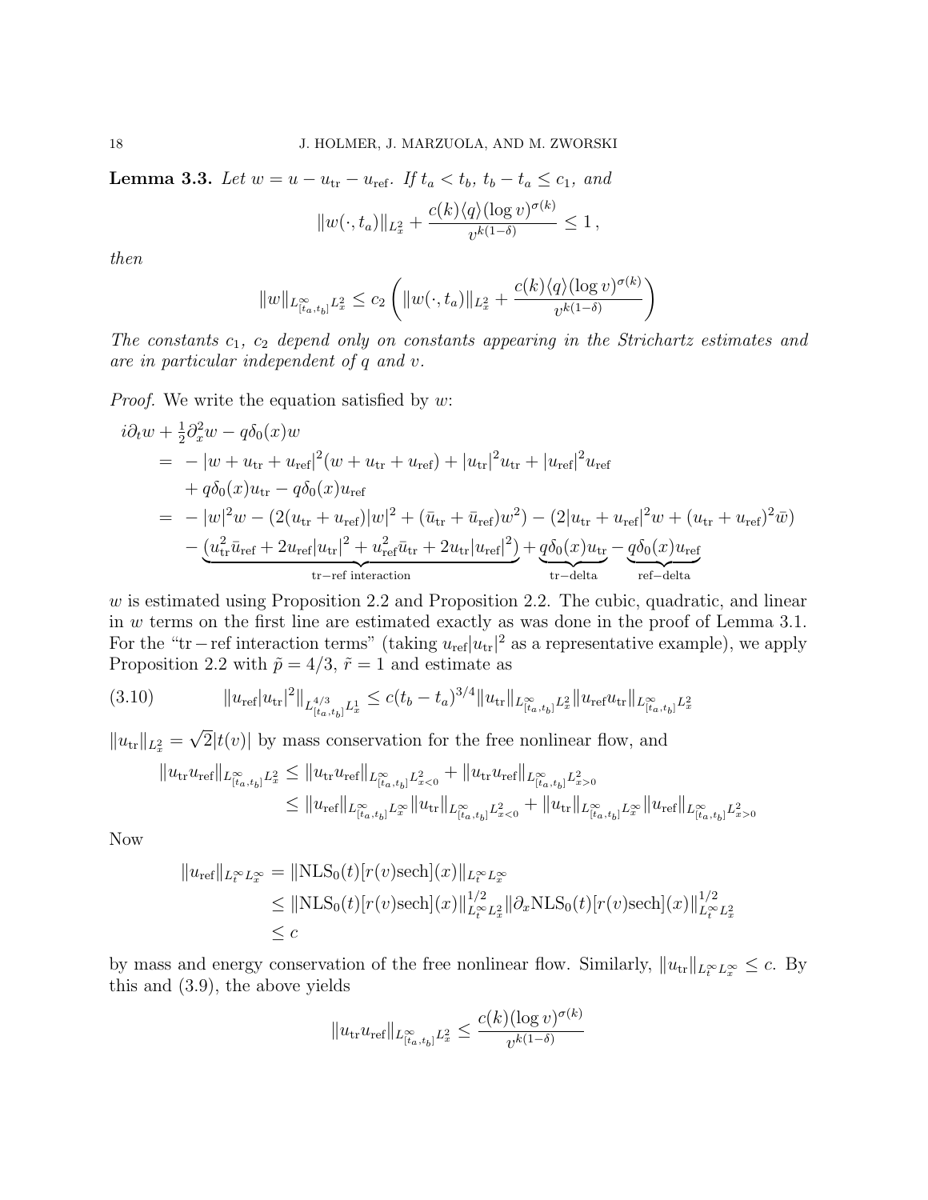**Lemma 3.3.** *Let $w = u - u_{\rm tr} - u_{\rm ref}$. If $t_a < t_b$, $t_b - t_a \leq c_1$, and*

$$\|w(\cdot, t_a)\|_{L^2_x} + \frac{c(k)\langle q\rangle (\log v)^{\sigma(k)}}{v^{k(1-\delta)}} \leq 1 \,,$$

*then*

$$\|w\|_{L^\infty_{[t_a,t_b]}L^2_x} \leq c_2 \left( \|w(\cdot, t_a)\|_{L^2_x} + \frac{c(k)\langle q\rangle (\log v)^{\sigma(k)}}{v^{k(1-\delta)}} \right)$$

*The constants $c_1$, $c_2$ depend only on constants appearing in the Strichartz estimates and are in particular independent of $q$ and $v$.*

*Proof.* We write the equation satisfied by $w$:

$$\begin{aligned}
& i\partial_t w + \tfrac{1}{2}\partial_x^2 w - q\delta_0(x) w \\
&\quad = \; - |w + u_{\rm tr} + u_{\rm ref}|^2 (w + u_{\rm tr} + u_{\rm ref}) + |u_{\rm tr}|^2 u_{\rm tr} + |u_{\rm ref}|^2 u_{\rm ref} \\
&\qquad + q\delta_0(x) u_{\rm tr} - q\delta_0(x) u_{\rm ref} \\
&\quad = \; - |w|^2 w - (2(u_{\rm tr} + u_{\rm ref})|w|^2 + (\bar u_{\rm tr} + \bar u_{\rm ref}) w^2) - (2|u_{\rm tr} + u_{\rm ref}|^2 w + (u_{\rm tr} + u_{\rm ref})^2 \bar w) \\
&\qquad - \underbrace{(u_{\rm tr}^2 \bar u_{\rm ref} + 2u_{\rm ref}|u_{\rm tr}|^2 + u_{\rm ref}^2 \bar u_{\rm tr} + 2u_{\rm tr}|u_{\rm ref}|^2)}_{\rm tr-ref\ interaction} + \underbrace{q\delta_0(x)u_{\rm tr}}_{\rm tr-delta} - \underbrace{q\delta_0(x) u_{\rm ref}}_{\rm ref-delta}
\end{aligned}$$

$w$ is estimated using Proposition 2.2 and Proposition 2.2. The cubic, quadratic, and linear in $w$ terms on the first line are estimated exactly as was done in the proof of Lemma 3.1. For the "tr − ref interaction terms" (taking $u_{\rm ref}|u_{\rm tr}|^2$ as a representative example), we apply Proposition 2.2 with $\tilde p = 4/3$, $\tilde r = 1$ and estimate as

$$\|u_{\rm ref}|u_{\rm tr}|^2\|_{L^{4/3}_{[t_a,t_b]}L^1_x} \leq c(t_b - t_a)^{3/4} \|u_{\rm tr}\|_{L^\infty_{[t_a,t_b]}L^2_x} \|u_{\rm ref} u_{\rm tr}\|_{L^\infty_{[t_a,t_b]}L^2_x} \tag{3.10}$$

$\|u_{\rm tr}\|_{L^2_x} = \sqrt{2}|t(v)|$ by mass conservation for the free nonlinear flow, and

$$\begin{aligned}
\|u_{\rm tr} u_{\rm ref}\|_{L^\infty_{[t_a,t_b]}L^2_x} &\leq \|u_{\rm tr} u_{\rm ref}\|_{L^\infty_{[t_a,t_b]}L^2_{x<0}} + \|u_{\rm tr} u_{\rm ref}\|_{L^\infty_{[t_a,t_b]}L^2_{x>0}} \\
&\leq \|u_{\rm ref}\|_{L^\infty_{[t_a,t_b]}L^\infty_x} \|u_{\rm tr}\|_{L^\infty_{[t_a,t_b]}L^2_{x<0}} + \|u_{\rm tr}\|_{L^\infty_{[t_a,t_b]}L^\infty_x} \|u_{\rm ref}\|_{L^\infty_{[t_a,t_b]}L^2_{x>0}}
\end{aligned}$$

Now

$$\begin{aligned}
\|u_{\rm ref}\|_{L^\infty_t L^\infty_x} &= \|{\rm NLS}_0(t)[r(v){\rm sech}](x)\|_{L^\infty_t L^\infty_x} \\
&\leq \|{\rm NLS}_0(t)[r(v){\rm sech}](x)\|^{1/2}_{L^\infty_t L^2_x} \|\partial_x {\rm NLS}_0(t)[r(v){\rm sech}](x)\|^{1/2}_{L^\infty_t L^2_x} \\
&\leq c
\end{aligned}$$

by mass and energy conservation of the free nonlinear flow. Similarly, $\|u_{\rm tr}\|_{L^\infty_t L^\infty_x} \leq c$. By this and (3.9), the above yields

$$\|u_{\rm tr} u_{\rm ref}\|_{L^\infty_{[t_a,t_b]}L^2_x} \leq \frac{c(k)(\log v)^{\sigma(k)}}{v^{k(1-\delta)}}$$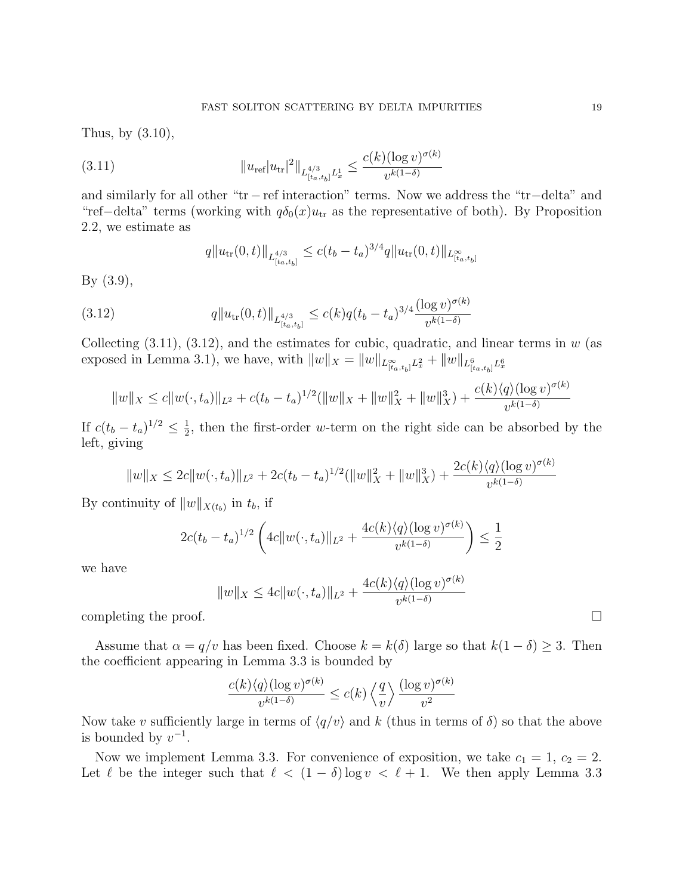Thus, by (3.10),

$$\|u_{\text{ref}}|u_{\text{tr}}|^2\|_{L^{4/3}_{[t_a,t_b]}L^1_x} \le \frac{c(k)(\log v)^{\sigma(k)}}{v^{k(1-\delta)}} \tag{3.11}$$

and similarly for all other "tr − ref interaction" terms. Now we address the "tr−delta" and "ref−delta" terms (working with $q\delta_0(x)u_{\text{tr}}$ as the representative of both). By Proposition 2.2, we estimate as

$$q\|u_{\text{tr}}(0,t)\|_{L^{4/3}_{[t_a,t_b]}} \le c(t_b-t_a)^{3/4} q\|u_{\text{tr}}(0,t)\|_{L^\infty_{[t_a,t_b]}}$$

By (3.9),

$$q\|u_{\text{tr}}(0,t)\|_{L^{4/3}_{[t_a,t_b]}} \le c(k) q (t_b-t_a)^{3/4} \frac{(\log v)^{\sigma(k)}}{v^{k(1-\delta)}} \tag{3.12}$$

Collecting (3.11), (3.12), and the estimates for cubic, quadratic, and linear terms in $w$ (as exposed in Lemma 3.1), we have, with $\|w\|_X = \|w\|_{L^\infty_{[t_a,t_b]}L^2_x} + \|w\|_{L^6_{[t_a,t_b]}L^6_x}$

$$\|w\|_X \le c\|w(\cdot,t_a)\|_{L^2} + c(t_b-t_a)^{1/2}(\|w\|_X + \|w\|_X^2 + \|w\|_X^3) + \frac{c(k)\langle q\rangle(\log v)^{\sigma(k)}}{v^{k(1-\delta)}}$$

If $c(t_b-t_a)^{1/2} \le \frac{1}{2}$, then the first-order $w$-term on the right side can be absorbed by the left, giving

$$\|w\|_X \le 2c\|w(\cdot,t_a)\|_{L^2} + 2c(t_b-t_a)^{1/2}(\|w\|_X^2 + \|w\|_X^3) + \frac{2c(k)\langle q\rangle(\log v)^{\sigma(k)}}{v^{k(1-\delta)}}$$

By continuity of $\|w\|_{X(t_b)}$ in $t_b$, if

$$2c(t_b-t_a)^{1/2}\left(4c\|w(\cdot,t_a)\|_{L^2} + \frac{4c(k)\langle q\rangle(\log v)^{\sigma(k)}}{v^{k(1-\delta)}}\right) \le \frac{1}{2}$$

we have

$$\|w\|_X \le 4c\|w(\cdot,t_a)\|_{L^2} + \frac{4c(k)\langle q\rangle(\log v)^{\sigma(k)}}{v^{k(1-\delta)}}$$

completing the proof. $\square$

Assume that $\alpha = q/v$ has been fixed. Choose $k = k(\delta)$ large so that $k(1-\delta) \ge 3$. Then the coefficient appearing in Lemma 3.3 is bounded by

$$\frac{c(k)\langle q\rangle(\log v)^{\sigma(k)}}{v^{k(1-\delta)}} \le c(k)\left\langle \frac{q}{v}\right\rangle \frac{(\log v)^{\sigma(k)}}{v^2}$$

Now take $v$ sufficiently large in terms of $\langle q/v\rangle$ and $k$ (thus in terms of $\delta$) so that the above is bounded by $v^{-1}$.

Now we implement Lemma 3.3. For convenience of exposition, we take $c_1 = 1$, $c_2 = 2$. Let $\ell$ be the integer such that $\ell < (1-\delta)\log v < \ell + 1$. We then apply Lemma 3.3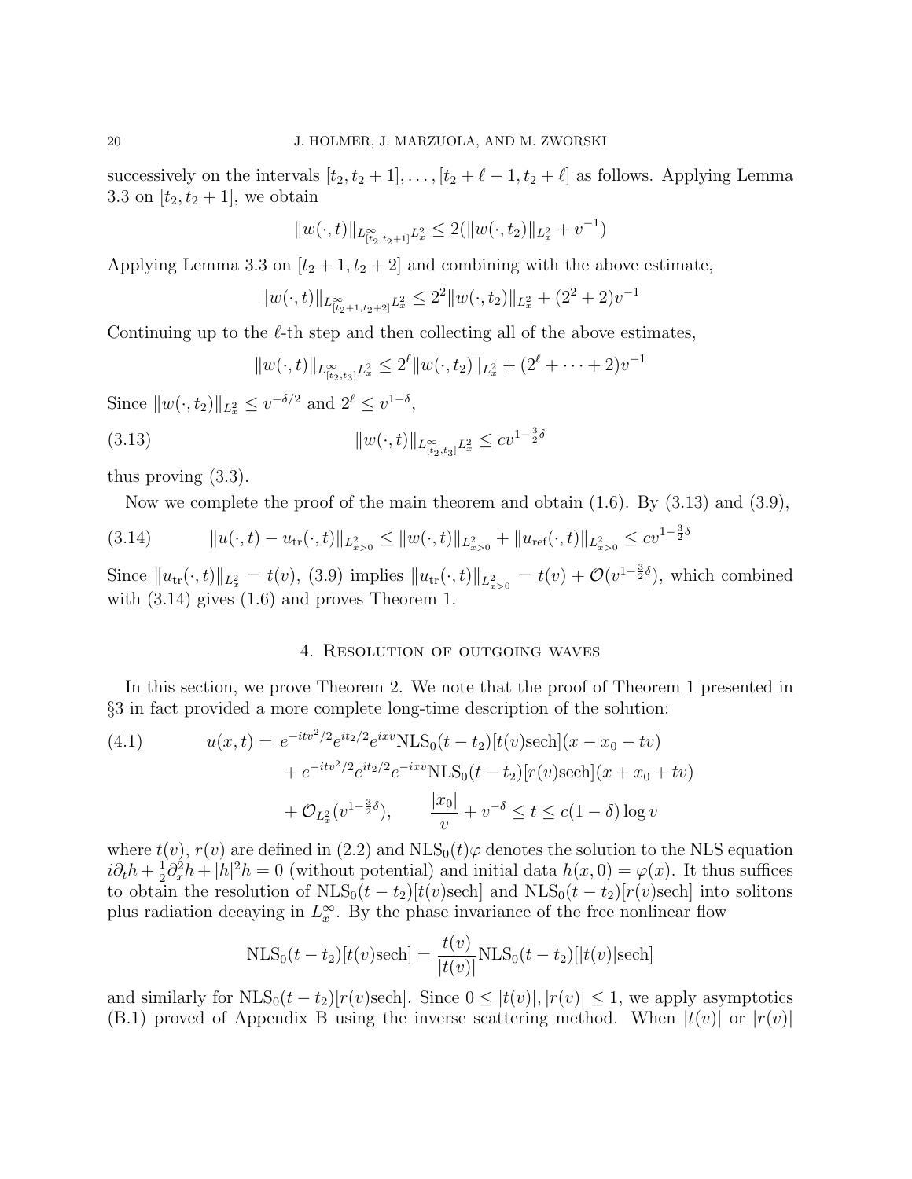successively on the intervals $[t_2, t_2+1], \ldots, [t_2+\ell-1, t_2+\ell]$ as follows. Applying Lemma 3.3 on $[t_2, t_2+1]$, we obtain

$$\|w(\cdot,t)\|_{L^\infty_{[t_2,t_2+1]}L^2_x} \le 2(\|w(\cdot,t_2)\|_{L^2_x} + v^{-1})$$

Applying Lemma 3.3 on $[t_2+1, t_2+2]$ and combining with the above estimate,

$$\|w(\cdot,t)\|_{L^\infty_{[t_2+1,t_2+2]}L^2_x} \le 2^2\|w(\cdot,t_2)\|_{L^2_x} + (2^2+2)v^{-1}$$

Continuing up to the $\ell$-th step and then collecting all of the above estimates,

$$\|w(\cdot,t)\|_{L^\infty_{[t_2,t_3]}L^2_x} \le 2^\ell\|w(\cdot,t_2)\|_{L^2_x} + (2^\ell + \cdots + 2)v^{-1}$$

Since $\|w(\cdot,t_2)\|_{L^2_x} \le v^{-\delta/2}$ and $2^\ell \le v^{1-\delta}$,

$$\|w(\cdot,t)\|_{L^\infty_{[t_2,t_3]}L^2_x} \le cv^{1-\frac{3}{2}\delta} \tag{3.13}$$

thus proving (3.3).

Now we complete the proof of the main theorem and obtain (1.6). By (3.13) and (3.9),

$$\|u(\cdot,t) - u_{\mathrm{tr}}(\cdot,t)\|_{L^2_{x>0}} \le \|w(\cdot,t)\|_{L^2_{x>0}} + \|u_{\mathrm{ref}}(\cdot,t)\|_{L^2_{x>0}} \le cv^{1-\frac{3}{2}\delta} \tag{3.14}$$

Since $\|u_{\mathrm{tr}}(\cdot,t)\|_{L^2_x} = t(v)$, (3.9) implies $\|u_{\mathrm{tr}}(\cdot,t)\|_{L^2_{x>0}} = t(v) + \mathcal{O}(v^{1-\frac{3}{2}\delta})$, which combined with (3.14) gives (1.6) and proves Theorem 1.

## 4. Resolution of outgoing waves

In this section, we prove Theorem 2. We note that the proof of Theorem 1 presented in §3 in fact provided a more complete long-time description of the solution:

$$\begin{aligned} u(x,t) =\ & e^{-itv^2/2}e^{it_2/2}e^{ixv}\mathrm{NLS}_0(t-t_2)[t(v)\mathrm{sech}](x - x_0 - tv) \\ &+ e^{-itv^2/2}e^{it_2/2}e^{-ixv}\mathrm{NLS}_0(t-t_2)[r(v)\mathrm{sech}](x + x_0 + tv) \\ &+ \mathcal{O}_{L^2_x}(v^{1-\frac{3}{2}\delta}), \qquad \frac{|x_0|}{v} + v^{-\delta} \le t \le c(1-\delta)\log v \end{aligned} \tag{4.1}$$

where $t(v)$, $r(v)$ are defined in (2.2) and $\mathrm{NLS}_0(t)\varphi$ denotes the solution to the NLS equation $i\partial_t h + \frac{1}{2}\partial_x^2 h + |h|^2 h = 0$ (without potential) and initial data $h(x,0) = \varphi(x)$. It thus suffices to obtain the resolution of $\mathrm{NLS}_0(t-t_2)[t(v)\mathrm{sech}]$ and $\mathrm{NLS}_0(t-t_2)[r(v)\mathrm{sech}]$ into solitons plus radiation decaying in $L^\infty_x$. By the phase invariance of the free nonlinear flow

$$\mathrm{NLS}_0(t-t_2)[t(v)\mathrm{sech}] = \frac{t(v)}{|t(v)|}\mathrm{NLS}_0(t-t_2)[|t(v)|\mathrm{sech}]$$

and similarly for $\mathrm{NLS}_0(t-t_2)[r(v)\mathrm{sech}]$. Since $0 \le |t(v)|, |r(v)| \le 1$, we apply asymptotics (B.1) proved of Appendix B using the inverse scattering method. When $|t(v)|$ or $|r(v)|$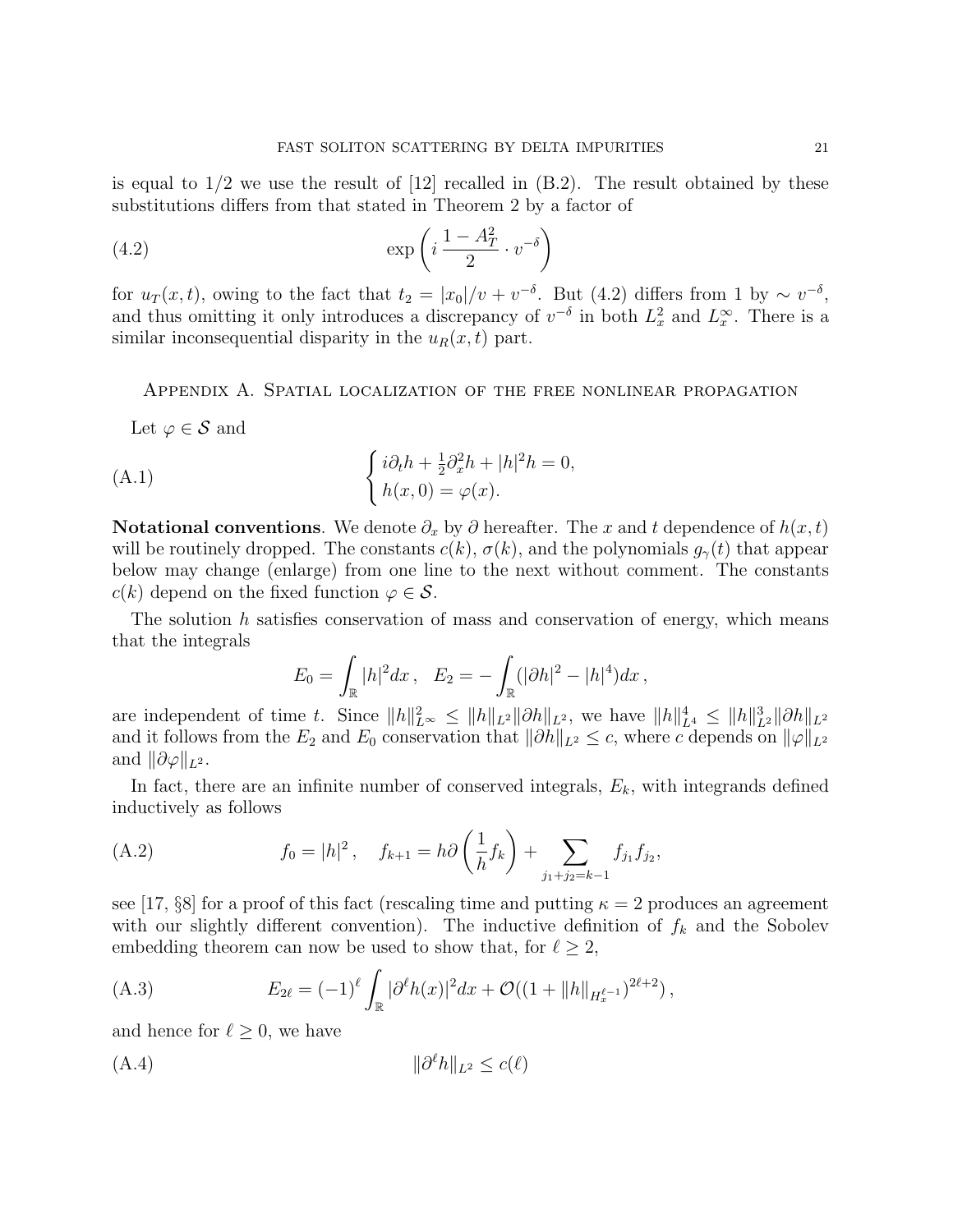is equal to 1/2 we use the result of [12] recalled in (B.2). The result obtained by these substitutions differs from that stated in Theorem 2 by a factor of

$$\exp\left(i\,\frac{1-A_T^2}{2}\cdot v^{-\delta}\right) \tag{4.2}$$

for $u_T(x,t)$, owing to the fact that $t_2 = |x_0|/v + v^{-\delta}$. But (4.2) differs from 1 by $\sim v^{-\delta}$, and thus omitting it only introduces a discrepancy of $v^{-\delta}$ in both $L^2_x$ and $L^\infty_x$. There is a similar inconsequential disparity in the $u_R(x,t)$ part.

## Appendix A. Spatial localization of the free nonlinear propagation

Let $\varphi \in \mathcal{S}$ and

$$\begin{cases} i\partial_t h + \frac{1}{2}\partial_x^2 h + |h|^2 h = 0, \\ h(x,0) = \varphi(x). \end{cases} \tag{A.1}$$

**Notational conventions**. We denote $\partial_x$ by $\partial$ hereafter. The $x$ and $t$ dependence of $h(x,t)$ will be routinely dropped. The constants $c(k)$, $\sigma(k)$, and the polynomials $g_\gamma(t)$ that appear below may change (enlarge) from one line to the next without comment. The constants $c(k)$ depend on the fixed function $\varphi \in \mathcal{S}$.

The solution $h$ satisfies conservation of mass and conservation of energy, which means that the integrals

$$E_0 = \int_{\mathbb{R}} |h|^2 dx\,, \quad E_2 = -\int_{\mathbb{R}} (|\partial h|^2 - |h|^4) dx\,,$$

are independent of time $t$. Since $\|h\|_{L^\infty}^2 \leq \|h\|_{L^2}\|\partial h\|_{L^2}$, we have $\|h\|_{L^4}^4 \leq \|h\|_{L^2}^3\|\partial h\|_{L^2}$ and it follows from the $E_2$ and $E_0$ conservation that $\|\partial h\|_{L^2} \leq c$, where $c$ depends on $\|\varphi\|_{L^2}$ and $\|\partial\varphi\|_{L^2}$.

In fact, there are an infinite number of conserved integrals, $E_k$, with integrands defined inductively as follows

$$f_0 = |h|^2\,, \quad f_{k+1} = h\partial\left(\frac{1}{h}f_k\right) + \sum_{j_1+j_2=k-1} f_{j_1} f_{j_2}, \tag{A.2}$$

see [17, §8] for a proof of this fact (rescaling time and putting $\kappa = 2$ produces an agreement with our slightly different convention). The inductive definition of $f_k$ and the Sobolev embedding theorem can now be used to show that, for $\ell \geq 2$,

$$E_{2\ell} = (-1)^\ell \int_{\mathbb{R}} |\partial^\ell h(x)|^2 dx + \mathcal{O}((1 + \|h\|_{H_x^{\ell-1}})^{2\ell+2})\,, \tag{A.3}$$

and hence for $\ell \geq 0$, we have

$$\|\partial^\ell h\|_{L^2} \leq c(\ell) \tag{A.4}$$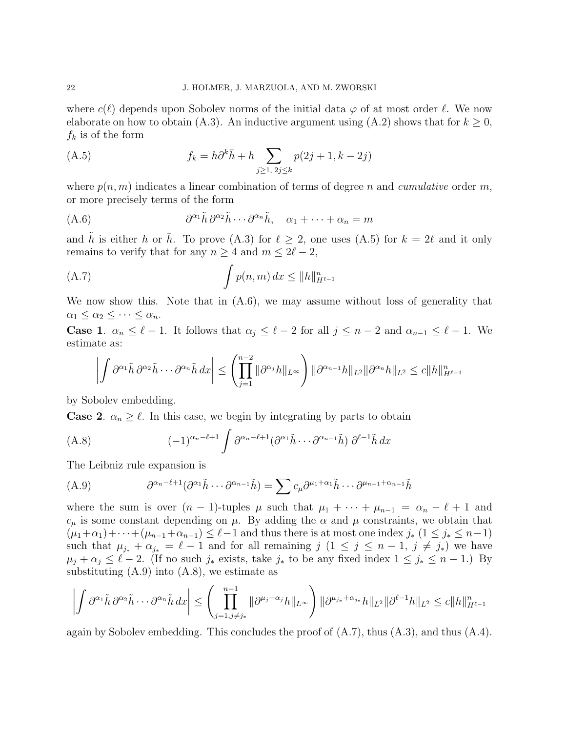where $c(\ell)$ depends upon Sobolev norms of the initial data $\varphi$ of at most order $\ell$. We now elaborate on how to obtain (A.3). An inductive argument using (A.2) shows that for $k \geq 0$, $f_k$ is of the form

$$f_k = h\partial^k \bar{h} + h \sum_{j\geq 1,\, 2j\leq k} p(2j+1, k-2j) \tag{A.5}$$

where $p(n,m)$ indicates a linear combination of terms of degree $n$ and *cumulative* order $m$, or more precisely terms of the form

$$\partial^{\alpha_1}\tilde{h}\,\partial^{\alpha_2}\tilde{h}\cdots\partial^{\alpha_n}\tilde{h}, \quad \alpha_1+\cdots+\alpha_n = m \tag{A.6}$$

and $\tilde{h}$ is either $h$ or $\bar{h}$. To prove (A.3) for $\ell \geq 2$, one uses (A.5) for $k = 2\ell$ and it only remains to verify that for any $n \geq 4$ and $m \leq 2\ell - 2$,

$$\int p(n,m)\, dx \leq \|h\|^n_{H^{\ell-1}} \tag{A.7}$$

We now show this. Note that in (A.6), we may assume without loss of generality that $\alpha_1 \leq \alpha_2 \leq \cdots \leq \alpha_n$.

**Case 1**. $\alpha_n \leq \ell - 1$. It follows that $\alpha_j \leq \ell - 2$ for all $j \leq n-2$ and $\alpha_{n-1} \leq \ell - 1$. We estimate as:

$$\left|\int \partial^{\alpha_1}\tilde{h}\,\partial^{\alpha_2}\tilde{h}\cdots\partial^{\alpha_n}\tilde{h}\,dx\right| \leq \left(\prod_{j=1}^{n-2}\|\partial^{\alpha_j}h\|_{L^\infty}\right)\|\partial^{\alpha_{n-1}}h\|_{L^2}\|\partial^{\alpha_n}h\|_{L^2} \leq c\|h\|^n_{H^{\ell-1}}$$

by Sobolev embedding.

**Case 2**. $\alpha_n \geq \ell$. In this case, we begin by integrating by parts to obtain

$$(-1)^{\alpha_n-\ell+1}\int \partial^{\alpha_n-\ell+1}(\partial^{\alpha_1}\tilde{h}\cdots\partial^{\alpha_{n-1}}\tilde{h})\;\partial^{\ell-1}\tilde{h}\,dx \tag{A.8}$$

The Leibniz rule expansion is

$$\partial^{\alpha_n-\ell+1}(\partial^{\alpha_1}\tilde{h}\cdots\partial^{\alpha_{n-1}}\tilde{h}) = \sum c_\mu \partial^{\mu_1+\alpha_1}\tilde{h}\cdots\partial^{\mu_{n-1}+\alpha_{n-1}}\tilde{h} \tag{A.9}$$

where the sum is over $(n-1)$-tuples $\mu$ such that $\mu_1+\cdots+\mu_{n-1} = \alpha_n - \ell + 1$ and $c_\mu$ is some constant depending on $\mu$. By adding the $\alpha$ and $\mu$ constraints, we obtain that $(\mu_1+\alpha_1)+\cdots+(\mu_{n-1}+\alpha_{n-1}) \leq \ell-1$ and thus there is at most one index $j_*$ ($1 \leq j_* \leq n-1$) such that $\mu_{j_*}+\alpha_{j_*} = \ell - 1$ and for all remaining $j$ ($1 \leq j \leq n-1$, $j \neq j_*$) we have $\mu_j + \alpha_j \leq \ell - 2$. (If no such $j_*$ exists, take $j_*$ to be any fixed index $1 \leq j_* \leq n-1$.) By substituting (A.9) into (A.8), we estimate as

$$\left|\int \partial^{\alpha_1}\tilde{h}\,\partial^{\alpha_2}\tilde{h}\cdots\partial^{\alpha_n}\tilde{h}\,dx\right| \leq \left(\prod_{j=1, j\neq j_*}^{n-1}\|\partial^{\mu_j+\alpha_j}h\|_{L^\infty}\right)\|\partial^{\mu_{j_*}+\alpha_{j_*}}h\|_{L^2}\|\partial^{\ell-1}h\|_{L^2} \leq c\|h\|^n_{H^{\ell-1}}$$

again by Sobolev embedding. This concludes the proof of (A.7), thus (A.3), and thus (A.4).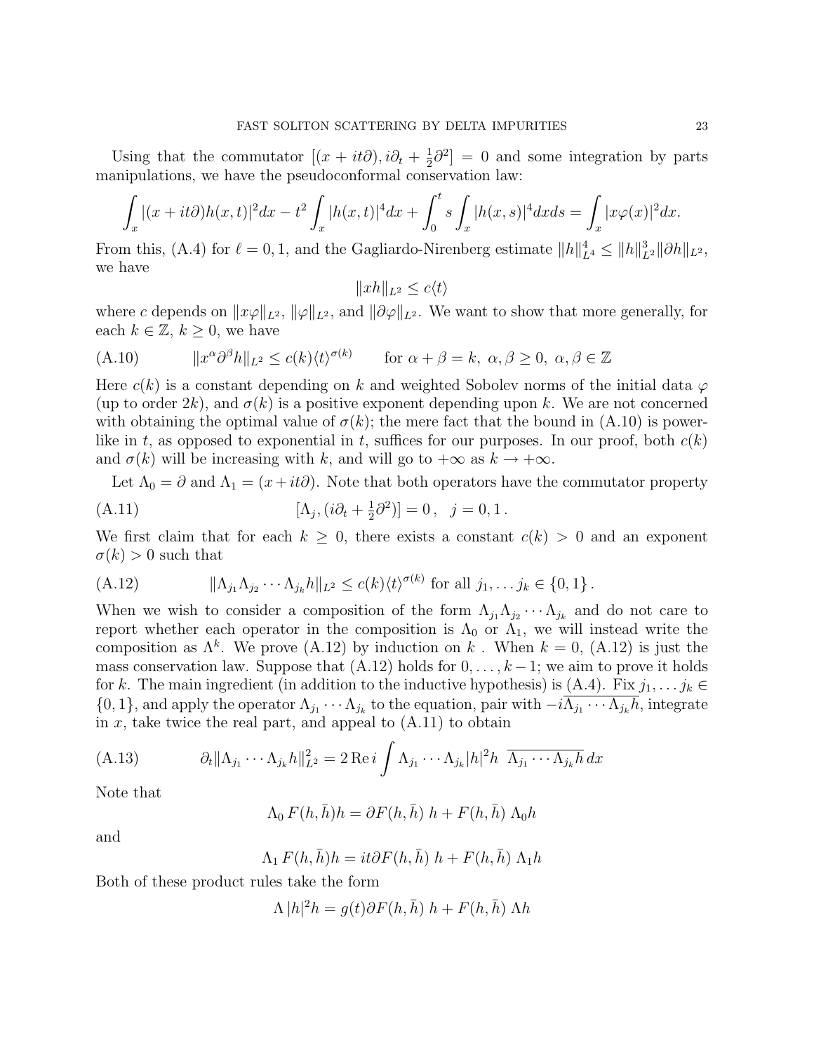Using that the commutator $[(x+it\partial), i\partial_t + \frac{1}{2}\partial^2] = 0$ and some integration by parts manipulations, we have the pseudoconformal conservation law:

$$\int_x |(x+it\partial)h(x,t)|^2 dx - t^2 \int_x |h(x,t)|^4 dx + \int_0^t s \int_x |h(x,s)|^4 dx ds = \int_x |x\varphi(x)|^2 dx.$$

From this, (A.4) for $\ell = 0, 1$, and the Gagliardo-Nirenberg estimate $\|h\|_{L^4}^4 \le \|h\|_{L^2}^3 \|\partial h\|_{L^2}$, we have

$$\|xh\|_{L^2} \le c\langle t\rangle$$

where $c$ depends on $\|x\varphi\|_{L^2}$, $\|\varphi\|_{L^2}$, and $\|\partial\varphi\|_{L^2}$. We want to show that more generally, for each $k \in \mathbb{Z}$, $k \ge 0$, we have

$$\|x^\alpha \partial^\beta h\|_{L^2} \le c(k)\langle t\rangle^{\sigma(k)} \qquad \text{for } \alpha+\beta = k,\ \alpha,\beta \ge 0,\ \alpha,\beta \in \mathbb{Z} \tag{A.10}$$

Here $c(k)$ is a constant depending on $k$ and weighted Sobolev norms of the initial data $\varphi$ (up to order $2k$), and $\sigma(k)$ is a positive exponent depending upon $k$. We are not concerned with obtaining the optimal value of $\sigma(k)$; the mere fact that the bound in (A.10) is power-like in $t$, as opposed to exponential in $t$, suffices for our purposes. In our proof, both $c(k)$ and $\sigma(k)$ will be increasing with $k$, and will go to $+\infty$ as $k \to +\infty$.

Let $\Lambda_0 = \partial$ and $\Lambda_1 = (x+it\partial)$. Note that both operators have the commutator property

$$[\Lambda_j, (i\partial_t + \tfrac{1}{2}\partial^2)] = 0\,, \quad j = 0, 1\,. \tag{A.11}$$

We first claim that for each $k \ge 0$, there exists a constant $c(k) > 0$ and an exponent $\sigma(k) > 0$ such that

$$\|\Lambda_{j_1}\Lambda_{j_2}\cdots\Lambda_{j_k} h\|_{L^2} \le c(k)\langle t\rangle^{\sigma(k)} \text{ for all } j_1, \dots j_k \in \{0,1\}\,. \tag{A.12}$$

When we wish to consider a composition of the form $\Lambda_{j_1}\Lambda_{j_2}\cdots\Lambda_{j_k}$ and do not care to report whether each operator in the composition is $\Lambda_0$ or $\Lambda_1$, we will instead write the composition as $\Lambda^k$. We prove (A.12) by induction on $k$ . When $k = 0$, (A.12) is just the mass conservation law. Suppose that (A.12) holds for $0, \dots, k-1$; we aim to prove it holds for $k$. The main ingredient (in addition to the inductive hypothesis) is (A.4). Fix $j_1, \dots j_k \in \{0,1\}$, and apply the operator $\Lambda_{j_1}\cdots\Lambda_{j_k}$ to the equation, pair with $-i\overline{\Lambda_{j_1}\cdots\Lambda_{j_k} h}$, integrate in $x$, take twice the real part, and appeal to (A.11) to obtain

$$\partial_t \|\Lambda_{j_1}\cdots\Lambda_{j_k} h\|_{L^2}^2 = 2\,\mathrm{Re}\, i \int \Lambda_{j_1}\cdots\Lambda_{j_k}|h|^2 h \ \ \overline{\Lambda_{j_1}\cdots\Lambda_{j_k} h}\, dx \tag{A.13}$$

Note that

$$\Lambda_0\, F(h,\bar h)h = \partial F(h,\bar h)\ h + F(h,\bar h)\ \Lambda_0 h$$

and

$$\Lambda_1\, F(h,\bar h)h = it\partial F(h,\bar h)\ h + F(h,\bar h)\ \Lambda_1 h$$

Both of these product rules take the form

$$\Lambda\, |h|^2 h = g(t)\partial F(h,\bar h)\ h + F(h,\bar h)\ \Lambda h$$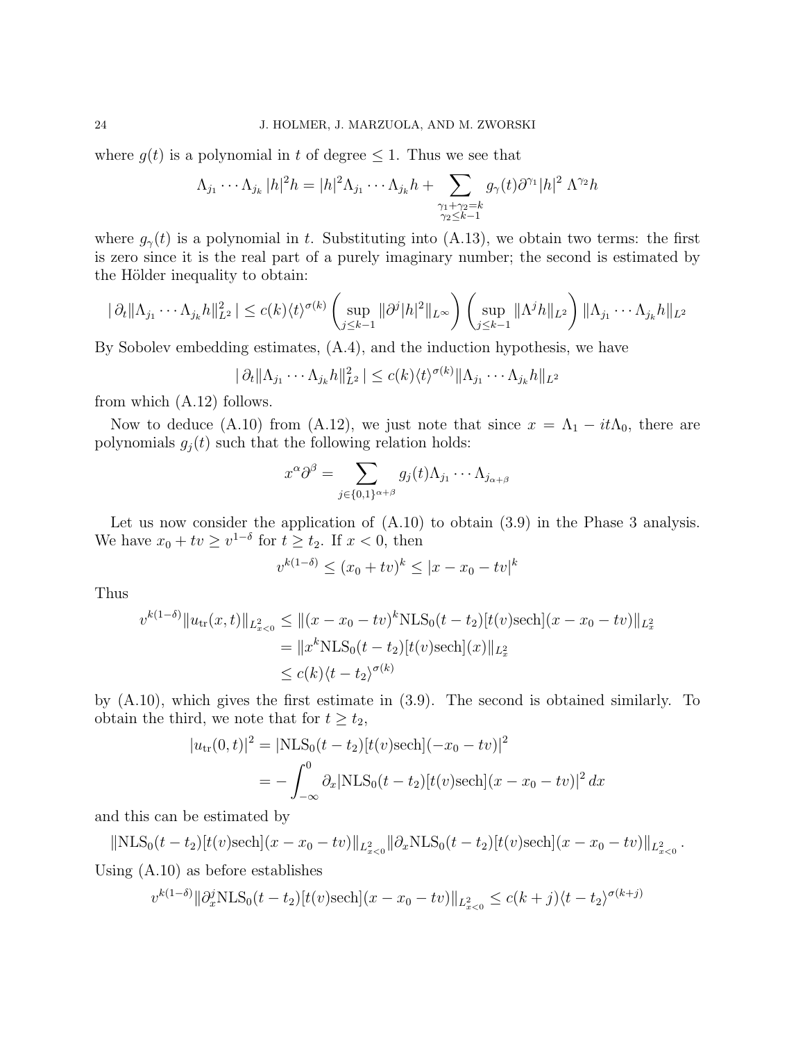where $g(t)$ is a polynomial in $t$ of degree $\leq 1$. Thus we see that

$$\Lambda_{j_1} \cdots \Lambda_{j_k} |h|^2 h = |h|^2 \Lambda_{j_1} \cdots \Lambda_{j_k} h + \sum_{\substack{\gamma_1+\gamma_2=k \\ \gamma_2 \leq k-1}} g_\gamma(t) \partial^{\gamma_1} |h|^2 \, \Lambda^{\gamma_2} h$$

where $g_\gamma(t)$ is a polynomial in $t$. Substituting into (A.13), we obtain two terms: the first is zero since it is the real part of a purely imaginary number; the second is estimated by the Hölder inequality to obtain:

$$|\, \partial_t \|\Lambda_{j_1} \cdots \Lambda_{j_k} h\|_{L^2}^2 \,| \leq c(k) \langle t \rangle^{\sigma(k)} \left( \sup_{j \leq k-1} \|\partial^j |h|^2\|_{L^\infty} \right) \left( \sup_{j \leq k-1} \|\Lambda^j h\|_{L^2} \right) \|\Lambda_{j_1} \cdots \Lambda_{j_k} h\|_{L^2}$$

By Sobolev embedding estimates, (A.4), and the induction hypothesis, we have

$$|\, \partial_t \|\Lambda_{j_1} \cdots \Lambda_{j_k} h\|_{L^2}^2 \,| \leq c(k) \langle t \rangle^{\sigma(k)} \|\Lambda_{j_1} \cdots \Lambda_{j_k} h\|_{L^2}$$

from which (A.12) follows.

Now to deduce (A.10) from (A.12), we just note that since $x = \Lambda_1 - it\Lambda_0$, there are polynomials $g_j(t)$ such that the following relation holds:

$$x^\alpha \partial^\beta = \sum_{j \in \{0,1\}^{\alpha+\beta}} g_j(t) \Lambda_{j_1} \cdots \Lambda_{j_{\alpha+\beta}}$$

Let us now consider the application of (A.10) to obtain (3.9) in the Phase 3 analysis. We have $x_0 + tv \geq v^{1-\delta}$ for $t \geq t_2$. If $x < 0$, then

$$v^{k(1-\delta)} \leq (x_0 + tv)^k \leq |x - x_0 - tv|^k$$

Thus

$$\begin{aligned}
v^{k(1-\delta)} \|u_{\mathrm{tr}}(x,t)\|_{L^2_{x<0}} &\leq \|(x - x_0 - tv)^k \mathrm{NLS}_0(t - t_2)[t(v)\mathrm{sech}](x - x_0 - tv)\|_{L^2_x} \\
&= \|x^k \mathrm{NLS}_0(t - t_2)[t(v)\mathrm{sech}](x)\|_{L^2_x} \\
&\leq c(k) \langle t - t_2 \rangle^{\sigma(k)}
\end{aligned}$$

by (A.10), which gives the first estimate in (3.9). The second is obtained similarly. To obtain the third, we note that for $t \geq t_2$,

$$\begin{aligned}
|u_{\mathrm{tr}}(0,t)|^2 &= |\mathrm{NLS}_0(t - t_2)[t(v)\mathrm{sech}](-x_0 - tv)|^2 \\
&= -\int_{-\infty}^0 \partial_x |\mathrm{NLS}_0(t - t_2)[t(v)\mathrm{sech}](x - x_0 - tv)|^2 \, dx
\end{aligned}$$

and this can be estimated by

$$\|\mathrm{NLS}_0(t - t_2)[t(v)\mathrm{sech}](x - x_0 - tv)\|_{L^2_{x<0}} \|\partial_x \mathrm{NLS}_0(t - t_2)[t(v)\mathrm{sech}](x - x_0 - tv)\|_{L^2_{x<0}}.$$

Using (A.10) as before establishes

$$v^{k(1-\delta)} \|\partial_x^j \mathrm{NLS}_0(t - t_2)[t(v)\mathrm{sech}](x - x_0 - tv)\|_{L^2_{x<0}} \leq c(k+j) \langle t - t_2 \rangle^{\sigma(k+j)}$$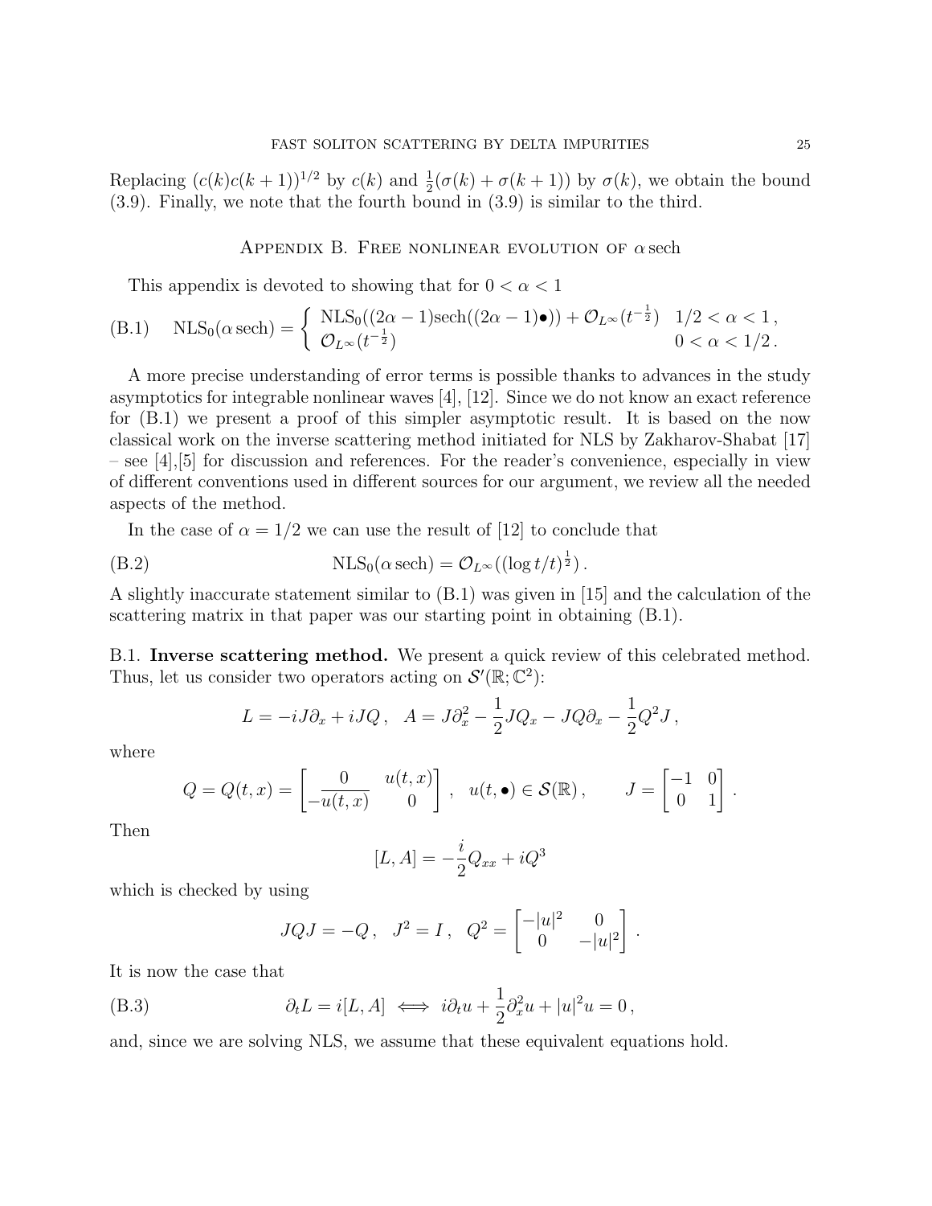Replacing $(c(k)c(k+1))^{1/2}$ by $c(k)$ and $\frac{1}{2}(\sigma(k)+\sigma(k+1))$ by $\sigma(k)$, we obtain the bound (3.9). Finally, we note that the fourth bound in (3.9) is similar to the third.

## Appendix B. Free nonlinear evolution of $\alpha\,\mathrm{sech}$

This appendix is devoted to showing that for $0<\alpha<1$

$$
\text{(B.1)} \qquad \mathrm{NLS}_0(\alpha\,\mathrm{sech}) = \begin{cases} \mathrm{NLS}_0((2\alpha-1)\mathrm{sech}((2\alpha-1)\bullet)) + \mathcal{O}_{L^\infty}(t^{-\frac{1}{2}}) & 1/2<\alpha<1\,, \\ \mathcal{O}_{L^\infty}(t^{-\frac{1}{2}}) & 0<\alpha<1/2\,. \end{cases}
$$

A more precise understanding of error terms is possible thanks to advances in the study asymptotics for integrable nonlinear waves [4], [12]. Since we do not know an exact reference for (B.1) we present a proof of this simpler asymptotic result. It is based on the now classical work on the inverse scattering method initiated for NLS by Zakharov-Shabat [17] – see [4],[5] for discussion and references. For the reader's convenience, especially in view of different conventions used in different sources for our argument, we review all the needed aspects of the method.

In the case of $\alpha = 1/2$ we can use the result of [12] to conclude that

$$
\text{(B.2)} \qquad \mathrm{NLS}_0(\alpha\,\mathrm{sech}) = \mathcal{O}_{L^\infty}((\log t/t)^{\frac{1}{2}})\,.
$$

A slightly inaccurate statement similar to (B.1) was given in [15] and the calculation of the scattering matrix in that paper was our starting point in obtaining (B.1).

B.1. **Inverse scattering method.** We present a quick review of this celebrated method. Thus, let us consider two operators acting on $\mathcal{S}'(\mathbb{R};\mathbb{C}^2)$:

$$
L = -iJ\partial_x + iJQ\,, \quad A = J\partial_x^2 - \frac{1}{2}JQ_x - JQ\partial_x - \frac{1}{2}Q^2J\,,
$$

where

$$
Q = Q(t,x) = \begin{bmatrix} 0 & u(t,x) \\ -\overline{u(t,x)} & 0 \end{bmatrix}\,, \quad u(t,\bullet)\in\mathcal{S}(\mathbb{R})\,, \qquad J = \begin{bmatrix} -1 & 0 \\ 0 & 1 \end{bmatrix}\,.
$$

Then

$$
[L,A] = -\frac{i}{2}Q_{xx} + iQ^3
$$

which is checked by using

$$
JQJ = -Q\,, \quad J^2 = I\,, \quad Q^2 = \begin{bmatrix} -|u|^2 & 0 \\ 0 & -|u|^2 \end{bmatrix}\,.
$$

It is now the case that

$$
\text{(B.3)} \qquad \partial_t L = i[L,A] \iff i\partial_t u + \frac{1}{2}\partial_x^2 u + |u|^2 u = 0\,,
$$

and, since we are solving NLS, we assume that these equivalent equations hold.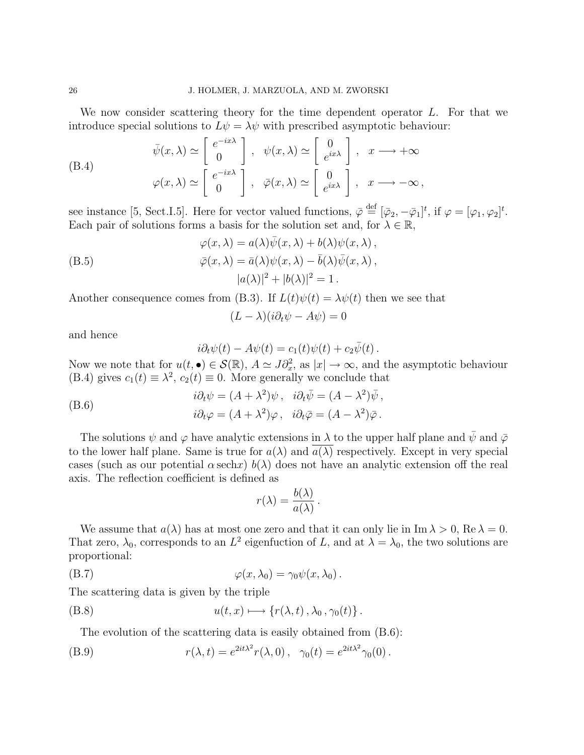We now consider scattering theory for the time dependent operator $L$. For that we introduce special solutions to $L\psi = \lambda\psi$ with prescribed asymptotic behaviour:

$$
\begin{aligned}
&\bar{\psi}(x,\lambda) \simeq \begin{bmatrix} e^{-ix\lambda} \\ 0 \end{bmatrix}, \quad \psi(x,\lambda) \simeq \begin{bmatrix} 0 \\ e^{ix\lambda} \end{bmatrix}, \quad x \longrightarrow +\infty \\
&\varphi(x,\lambda) \simeq \begin{bmatrix} e^{-ix\lambda} \\ 0 \end{bmatrix}, \quad \bar{\varphi}(x,\lambda) \simeq \begin{bmatrix} 0 \\ e^{ix\lambda} \end{bmatrix}, \quad x \longrightarrow -\infty,
\end{aligned}
\tag{B.4}
$$

see instance [5, Sect.I.5]. Here for vector valued functions, $\bar{\varphi} \stackrel{\text{def}}{=} [\bar{\varphi}_2, -\bar{\varphi}_1]^t$, if $\varphi = [\varphi_1, \varphi_2]^t$. Each pair of solutions forms a basis for the solution set and, for $\lambda \in \mathbb{R}$,

$$
\begin{aligned}
\varphi(x,\lambda) &= a(\lambda)\bar{\psi}(x,\lambda) + b(\lambda)\psi(x,\lambda), \\
\bar{\varphi}(x,\lambda) &= \bar{a}(\lambda)\psi(x,\lambda) - \bar{b}(\lambda)\bar{\psi}(x,\lambda), \\
&|a(\lambda)|^2 + |b(\lambda)|^2 = 1.
\end{aligned}
\tag{B.5}
$$

Another consequence comes from (B.3). If $L(t)\psi(t) = \lambda\psi(t)$ then we see that

$$
(L - \lambda)(i\partial_t\psi - A\psi) = 0
$$

and hence

$$
i\partial_t\psi(t) - A\psi(t) = c_1(t)\psi(t) + c_2\bar{\psi}(t).
$$

Now we note that for $u(t, \bullet) \in \mathcal{S}(\mathbb{R})$, $A \simeq J\partial_x^2$, as $|x| \to \infty$, and the asymptotic behaviour (B.4) gives $c_1(t) \equiv \lambda^2$, $c_2(t) \equiv 0$. More generally we conclude that

$$
\begin{aligned}
i\partial_t\psi &= (A + \lambda^2)\psi, \quad i\partial_t\bar{\psi} = (A - \lambda^2)\bar{\psi}, \\
i\partial_t\varphi &= (A + \lambda^2)\varphi, \quad i\partial_t\bar{\varphi} = (A - \lambda^2)\bar{\varphi}.
\end{aligned}
\tag{B.6}
$$

The solutions $\psi$ and $\varphi$ have analytic extensions in $\lambda$ to the upper half plane and $\bar{\psi}$ and $\bar{\varphi}$ to the lower half plane. Same is true for $a(\lambda)$ and $\overline{a(\lambda)}$ respectively. Except in very special cases (such as our potential $\alpha\,\mathrm{sech}x$) $b(\lambda)$ does not have an analytic extension off the real axis. The reflection coefficient is defined as

$$
r(\lambda) = \frac{b(\lambda)}{a(\lambda)}.
$$

We assume that $a(\lambda)$ has at most one zero and that it can only lie in $\mathrm{Im}\,\lambda > 0$, $\mathrm{Re}\,\lambda = 0$. That zero, $\lambda_0$, corresponds to an $L^2$ eigenfuction of $L$, and at $\lambda = \lambda_0$, the two solutions are proportional:

$$
\varphi(x,\lambda_0) = \gamma_0\psi(x,\lambda_0).
\tag{B.7}
$$

The scattering data is given by the triple

$$
u(t,x) \longmapsto \{r(\lambda,t), \lambda_0, \gamma_0(t)\}.
\tag{B.8}
$$

The evolution of the scattering data is easily obtained from (B.6):

$$
r(\lambda,t) = e^{2it\lambda^2}r(\lambda,0), \quad \gamma_0(t) = e^{2it\lambda^2}\gamma_0(0).
\tag{B.9}
$$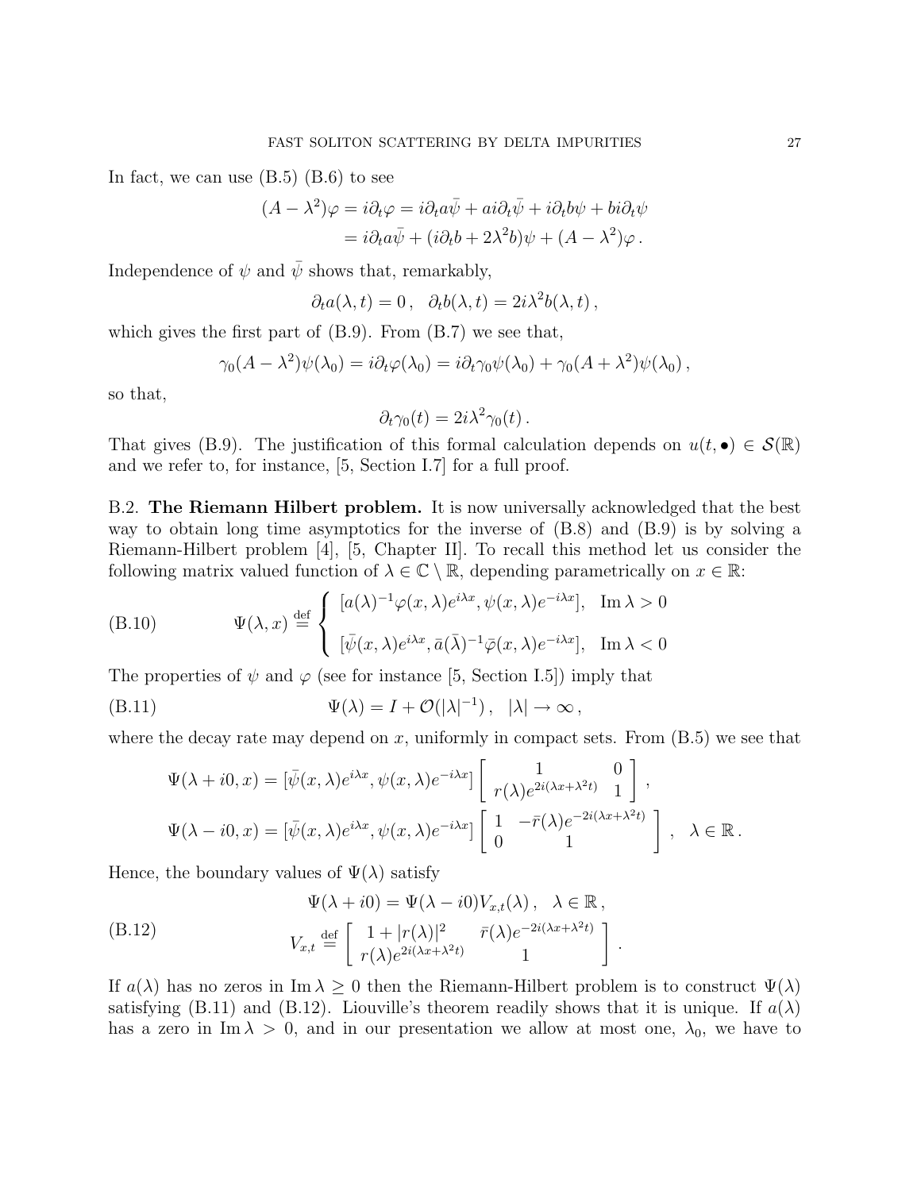In fact, we can use (B.5) (B.6) to see

$$
\begin{aligned}
(A-\lambda^2)\varphi = i\partial_t\varphi &= i\partial_t a\bar\psi + a i\partial_t\bar\psi + i\partial_t b\psi + bi\partial_t\psi \\
&= i\partial_t a\bar\psi + (i\partial_t b + 2\lambda^2 b)\psi + (A-\lambda^2)\varphi\,.
\end{aligned}
$$

Independence of $\psi$ and $\bar\psi$ shows that, remarkably,

$$
\partial_t a(\lambda,t) = 0\,,\quad \partial_t b(\lambda,t) = 2i\lambda^2 b(\lambda,t)\,,
$$

which gives the first part of (B.9). From (B.7) we see that,

$$
\gamma_0(A-\lambda^2)\psi(\lambda_0) = i\partial_t\varphi(\lambda_0) = i\partial_t\gamma_0\psi(\lambda_0) + \gamma_0(A+\lambda^2)\psi(\lambda_0)\,,
$$

so that,

$$
\partial_t\gamma_0(t) = 2i\lambda^2\gamma_0(t)\,.
$$

That gives (B.9). The justification of this formal calculation depends on $u(t,\bullet)\in\mathcal{S}(\mathbb{R})$ and we refer to, for instance, [5, Section I.7] for a full proof.

B.2. **The Riemann Hilbert problem.** It is now universally acknowledged that the best way to obtain long time asymptotics for the inverse of (B.8) and (B.9) is by solving a Riemann-Hilbert problem [4], [5, Chapter II]. To recall this method let us consider the following matrix valued function of $\lambda\in\mathbb{C}\setminus\mathbb{R}$, depending parametrically on $x\in\mathbb{R}$:

$$
\Psi(\lambda,x) \overset{\text{def}}{=} \begin{cases} [a(\lambda)^{-1}\varphi(x,\lambda)e^{i\lambda x}, \psi(x,\lambda)e^{-i\lambda x}], & \operatorname{Im}\lambda>0 \\ [\bar\psi(x,\lambda)e^{i\lambda x}, \bar a(\bar\lambda)^{-1}\bar\varphi(x,\lambda)e^{-i\lambda x}], & \operatorname{Im}\lambda<0 \end{cases} \tag{B.10}
$$

The properties of $\psi$ and $\varphi$ (see for instance [5, Section I.5]) imply that

$$
\Psi(\lambda) = I + \mathcal{O}(|\lambda|^{-1})\,,\quad |\lambda|\to\infty\,, \tag{B.11}
$$

where the decay rate may depend on $x$, uniformly in compact sets. From (B.5) we see that

$$
\begin{aligned}
\Psi(\lambda+i0,x) &= [\bar\psi(x,\lambda)e^{i\lambda x}, \psi(x,\lambda)e^{-i\lambda x}]\begin{bmatrix} 1 & 0 \\ r(\lambda)e^{2i(\lambda x+\lambda^2 t)} & 1\end{bmatrix}, \\
\Psi(\lambda-i0,x) &= [\bar\psi(x,\lambda)e^{i\lambda x}, \psi(x,\lambda)e^{-i\lambda x}]\begin{bmatrix} 1 & -\bar r(\lambda)e^{-2i(\lambda x+\lambda^2 t)} \\ 0 & 1\end{bmatrix}, \quad \lambda\in\mathbb{R}\,.
\end{aligned}
$$

Hence, the boundary values of $\Psi(\lambda)$ satisfy

$$
\begin{aligned}
&\Psi(\lambda+i0) = \Psi(\lambda-i0)V_{x,t}(\lambda)\,,\quad \lambda\in\mathbb{R}\,, \\
&V_{x,t} \overset{\text{def}}{=} \begin{bmatrix} 1+|r(\lambda)|^2 & \bar r(\lambda)e^{-2i(\lambda x+\lambda^2 t)} \\ r(\lambda)e^{2i(\lambda x+\lambda^2 t)} & 1\end{bmatrix}.
\end{aligned} \tag{B.12}
$$

If $a(\lambda)$ has no zeros in $\operatorname{Im}\lambda\geq 0$ then the Riemann-Hilbert problem is to construct $\Psi(\lambda)$ satisfying (B.11) and (B.12). Liouville's theorem readily shows that it is unique. If $a(\lambda)$ has a zero in $\operatorname{Im}\lambda>0$, and in our presentation we allow at most one, $\lambda_0$, we have to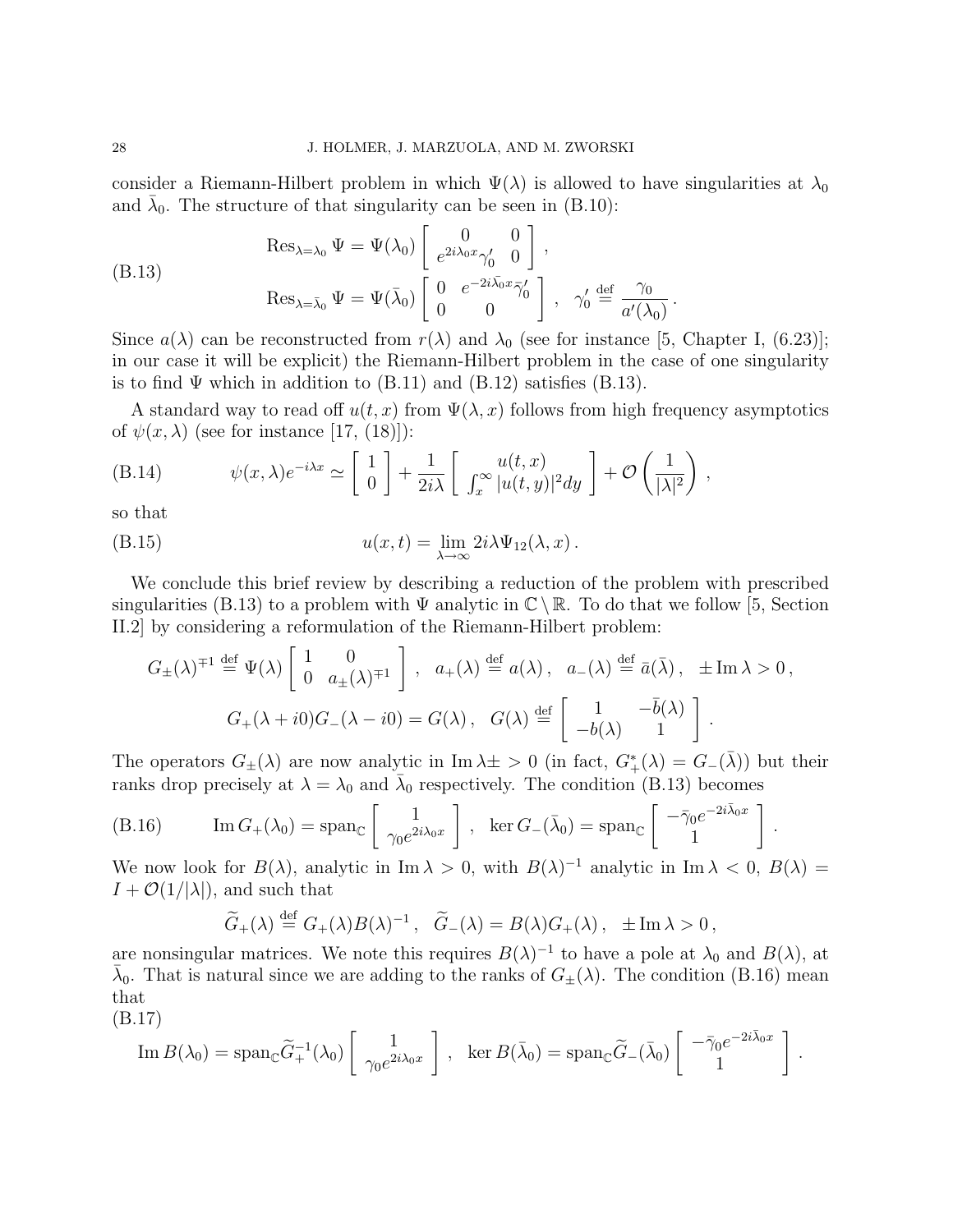consider a Riemann-Hilbert problem in which $\Psi(\lambda)$ is allowed to have singularities at $\lambda_0$ and $\bar{\lambda}_0$. The structure of that singularity can be seen in (B.10):

$$
\begin{aligned}
&\operatorname{Res}_{\lambda=\lambda_0} \Psi = \Psi(\lambda_0) \begin{bmatrix} 0 & 0 \\ e^{2i\lambda_0 x}\gamma_0' & 0 \end{bmatrix}, \\
&\operatorname{Res}_{\lambda=\bar{\lambda}_0} \Psi = \Psi(\bar{\lambda}_0) \begin{bmatrix} 0 & e^{-2i\bar{\lambda}_0 x}\bar{\gamma}_0' \\ 0 & 0 \end{bmatrix}, \quad \gamma_0' \stackrel{\text{def}}{=} \frac{\gamma_0}{a'(\lambda_0)}.
\end{aligned} \tag{B.13}
$$

Since $a(\lambda)$ can be reconstructed from $r(\lambda)$ and $\lambda_0$ (see for instance [5, Chapter I, (6.23)]; in our case it will be explicit) the Riemann-Hilbert problem in the case of one singularity is to find $\Psi$ which in addition to (B.11) and (B.12) satisfies (B.13).

A standard way to read off $u(t,x)$ from $\Psi(\lambda,x)$ follows from high frequency asymptotics of $\psi(x,\lambda)$ (see for instance [17, (18)]):

$$
\psi(x,\lambda)e^{-i\lambda x} \simeq \begin{bmatrix} 1 \\ 0 \end{bmatrix} + \frac{1}{2i\lambda} \begin{bmatrix} u(t,x) \\ \int_x^\infty |u(t,y)|^2 dy \end{bmatrix} + \mathcal{O}\left(\frac{1}{|\lambda|^2}\right), \tag{B.14}
$$

so that

$$
u(x,t) = \lim_{\lambda\to\infty} 2i\lambda \Psi_{12}(\lambda,x). \tag{B.15}
$$

We conclude this brief review by describing a reduction of the problem with prescribed singularities (B.13) to a problem with $\Psi$ analytic in $\mathbb{C}\setminus\mathbb{R}$. To do that we follow [5, Section II.2] by considering a reformulation of the Riemann-Hilbert problem:

$$
G_\pm(\lambda)^{\mp 1} \stackrel{\text{def}}{=} \Psi(\lambda) \begin{bmatrix} 1 & 0 \\ 0 & a_\pm(\lambda)^{\mp 1} \end{bmatrix}, \quad a_+(\lambda) \stackrel{\text{def}}{=} a(\lambda), \quad a_-(\lambda) \stackrel{\text{def}}{=} \bar{a}(\bar{\lambda}), \quad \pm \operatorname{Im}\lambda > 0,
$$

$$
G_+(\lambda+i0)G_-(\lambda-i0) = G(\lambda), \quad G(\lambda) \stackrel{\text{def}}{=} \begin{bmatrix} 1 & -\bar{b}(\lambda) \\ -b(\lambda) & 1 \end{bmatrix}.
$$

The operators $G_\pm(\lambda)$ are now analytic in $\operatorname{Im}\lambda\pm > 0$ (in fact, $G_+^*(\lambda) = G_-(\bar{\lambda})$) but their ranks drop precisely at $\lambda = \lambda_0$ and $\bar{\lambda}_0$ respectively. The condition (B.13) becomes

$$
\operatorname{Im} G_+(\lambda_0) = \operatorname{span}_{\mathbb{C}} \begin{bmatrix} 1 \\ \gamma_0 e^{2i\lambda_0 x} \end{bmatrix}, \quad \ker G_-(\bar{\lambda}_0) = \operatorname{span}_{\mathbb{C}} \begin{bmatrix} -\bar{\gamma}_0 e^{-2i\bar{\lambda}_0 x} \\ 1 \end{bmatrix}. \tag{B.16}
$$

We now look for $B(\lambda)$, analytic in $\operatorname{Im}\lambda > 0$, with $B(\lambda)^{-1}$ analytic in $\operatorname{Im}\lambda < 0$, $B(\lambda) = I + \mathcal{O}(1/|\lambda|)$, and such that

$$
\widetilde{G}_+(\lambda) \stackrel{\text{def}}{=} G_+(\lambda)B(\lambda)^{-1}, \quad \widetilde{G}_-(\lambda) = B(\lambda)G_+(\lambda), \quad \pm\operatorname{Im}\lambda > 0,
$$

are nonsingular matrices. We note this requires $B(\lambda)^{-1}$ to have a pole at $\lambda_0$ and $B(\lambda)$, at $\bar{\lambda}_0$. That is natural since we are adding to the ranks of $G_\pm(\lambda)$. The condition (B.16) mean that

$$
\operatorname{Im} B(\lambda_0) = \operatorname{span}_{\mathbb{C}} \widetilde{G}_+^{-1}(\lambda_0) \begin{bmatrix} 1 \\ \gamma_0 e^{2i\lambda_0 x} \end{bmatrix}, \quad \ker B(\bar{\lambda}_0) = \operatorname{span}_{\mathbb{C}} \widetilde{G}_-(\bar{\lambda}_0) \begin{bmatrix} -\bar{\gamma}_0 e^{-2i\bar{\lambda}_0 x} \\ 1 \end{bmatrix}. \tag{B.17}
$$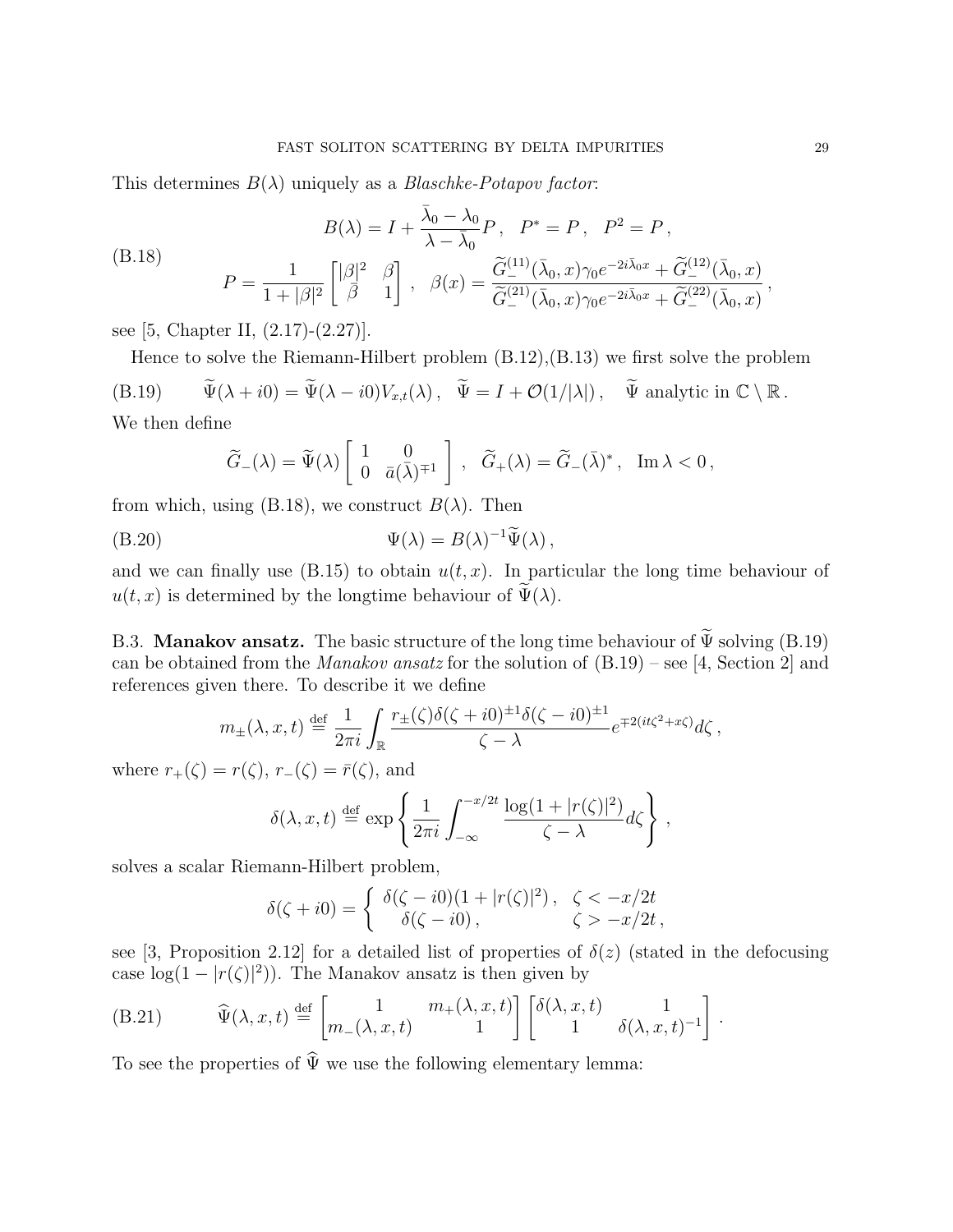This determines $B(\lambda)$ uniquely as a *Blaschke-Potapov factor*:

$$
\begin{aligned}
&B(\lambda) = I + \frac{\bar{\lambda}_0 - \lambda_0}{\lambda - \bar{\lambda}_0} P \,, \quad P^* = P \,, \quad P^2 = P \,, \\
&P = \frac{1}{1+|\beta|^2} \begin{bmatrix} |\beta|^2 & \beta \\ \bar{\beta} & 1 \end{bmatrix} \,, \quad \beta(x) = \frac{\widetilde{G}_-^{(11)}(\bar{\lambda}_0, x)\gamma_0 e^{-2i\bar{\lambda}_0 x} + \widetilde{G}_-^{(12)}(\bar{\lambda}_0, x)}{\widetilde{G}_-^{(21)}(\bar{\lambda}_0, x)\gamma_0 e^{-2i\bar{\lambda}_0 x} + \widetilde{G}_-^{(22)}(\bar{\lambda}_0, x)} \,,
\end{aligned} \tag{B.18}
$$

see [5, Chapter II, (2.17)-(2.27)].

Hence to solve the Riemann-Hilbert problem (B.12),(B.13) we first solve the problem

$$
\widetilde{\Psi}(\lambda + i0) = \widetilde{\Psi}(\lambda - i0) V_{x,t}(\lambda) \,, \quad \widetilde{\Psi} = I + \mathcal{O}(1/|\lambda|) \,, \quad \widetilde{\Psi} \text{ analytic in } \mathbb{C} \setminus \mathbb{R} \,. \tag{B.19}
$$

We then define

$$
\widetilde{G}_-(\lambda) = \widetilde{\Psi}(\lambda) \begin{bmatrix} 1 & 0 \\ 0 & \bar{a}(\bar{\lambda})^{\mp 1} \end{bmatrix} \,, \quad \widetilde{G}_+(\lambda) = \widetilde{G}_-(\bar{\lambda})^* \,, \quad \operatorname{Im} \lambda < 0 \,,
$$

from which, using (B.18), we construct $B(\lambda)$. Then

$$
\Psi(\lambda) = B(\lambda)^{-1} \widetilde{\Psi}(\lambda) \,, \tag{B.20}
$$

and we can finally use (B.15) to obtain $u(t,x)$. In particular the long time behaviour of $u(t,x)$ is determined by the longtime behaviour of $\widetilde{\Psi}(\lambda)$.

**B.3. Manakov ansatz.** The basic structure of the long time behaviour of $\widetilde{\Psi}$ solving (B.19) can be obtained from the *Manakov ansatz* for the solution of (B.19) – see [4, Section 2] and references given there. To describe it we define

$$
m_\pm(\lambda, x, t) \stackrel{\text{def}}{=} \frac{1}{2\pi i} \int_{\mathbb{R}} \frac{r_\pm(\zeta)\delta(\zeta + i0)^{\pm 1}\delta(\zeta - i0)^{\pm 1}}{\zeta - \lambda} e^{\mp 2(it\zeta^2 + x\zeta)} d\zeta \,,
$$

where $r_+(\zeta) = r(\zeta)$, $r_-(\zeta) = \bar{r}(\zeta)$, and

$$
\delta(\lambda, x, t) \stackrel{\text{def}}{=} \exp \left\{ \frac{1}{2\pi i} \int_{-\infty}^{-x/2t} \frac{\log(1 + |r(\zeta)|^2)}{\zeta - \lambda} d\zeta \right\} \,,
$$

solves a scalar Riemann-Hilbert problem,

$$
\delta(\zeta + i0) = \begin{cases} \delta(\zeta - i0)(1 + |r(\zeta)|^2) \,, & \zeta < -x/2t \\ \delta(\zeta - i0) \,, & \zeta > -x/2t \,, \end{cases}
$$

see [3, Proposition 2.12] for a detailed list of properties of $\delta(z)$ (stated in the defocusing case $\log(1 - |r(\zeta)|^2)$). The Manakov ansatz is then given by

$$
\widehat{\Psi}(\lambda, x, t) \stackrel{\text{def}}{=} \begin{bmatrix} 1 & m_+(\lambda, x, t) \\ m_-(\lambda, x, t) & 1 \end{bmatrix} \begin{bmatrix} \delta(\lambda, x, t) & 1 \\ 1 & \delta(\lambda, x, t)^{-1} \end{bmatrix} \,. \tag{B.21}
$$

To see the properties of $\widehat{\Psi}$ we use the following elementary lemma: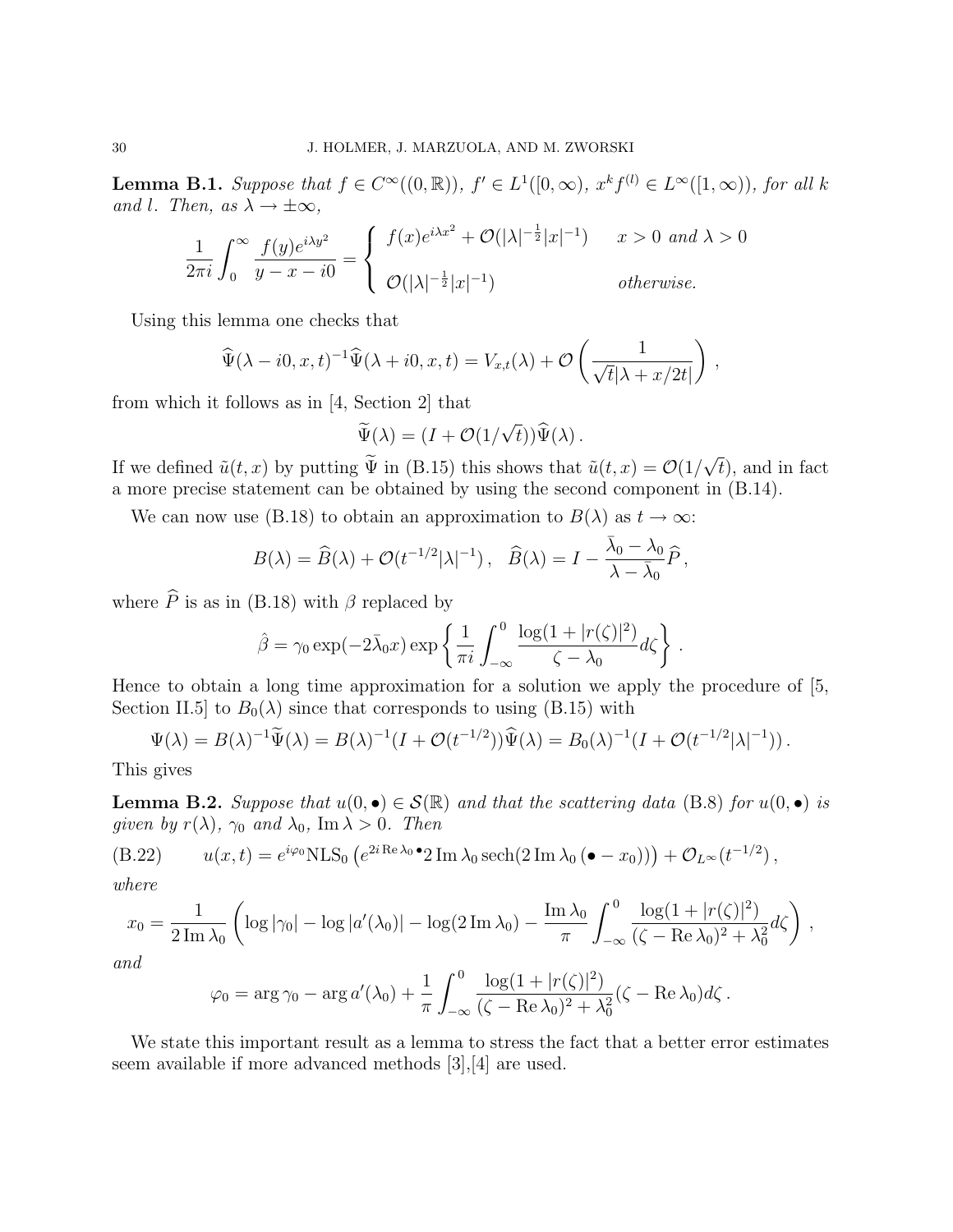**Lemma B.1.** *Suppose that $f \in C^\infty((0,\mathbb{R}))$, $f' \in L^1([0,\infty))$, $x^k f^{(l)} \in L^\infty([1,\infty))$, for all $k$ and $l$. Then, as $\lambda \to \pm\infty$,*

$$\frac{1}{2\pi i}\int_0^\infty \frac{f(y)e^{i\lambda y^2}}{y-x-i0} = \begin{cases} f(x)e^{i\lambda x^2} + \mathcal{O}(|\lambda|^{-\frac{1}{2}}|x|^{-1}) & x>0 \text{ and } \lambda > 0 \\ \mathcal{O}(|\lambda|^{-\frac{1}{2}}|x|^{-1}) & \text{otherwise.} \end{cases}$$

Using this lemma one checks that

$$\widehat{\Psi}(\lambda - i0, x, t)^{-1}\widehat{\Psi}(\lambda + i0, x, t) = V_{x,t}(\lambda) + \mathcal{O}\left(\frac{1}{\sqrt{t}|\lambda + x/2t|}\right),$$

from which it follows as in [4, Section 2] that

$$\widetilde{\Psi}(\lambda) = (I + \mathcal{O}(1/\sqrt{t}))\widehat{\Psi}(\lambda).$$

If we defined $\tilde{u}(t,x)$ by putting $\widetilde{\Psi}$ in (B.15) this shows that $\tilde{u}(t,x) = \mathcal{O}(1/\sqrt{t})$, and in fact a more precise statement can be obtained by using the second component in (B.14).

We can now use (B.18) to obtain an approximation to $B(\lambda)$ as $t \to \infty$:

$$B(\lambda) = \widehat{B}(\lambda) + \mathcal{O}(t^{-1/2}|\lambda|^{-1}), \quad \widehat{B}(\lambda) = I - \frac{\bar{\lambda}_0 - \lambda_0}{\lambda - \bar{\lambda}_0}\widehat{P},$$

where $\widehat{P}$ is as in (B.18) with $\beta$ replaced by

$$\hat{\beta} = \gamma_0 \exp(-2\bar{\lambda}_0 x)\exp\left\{\frac{1}{\pi i}\int_{-\infty}^0 \frac{\log(1+|r(\zeta)|^2)}{\zeta - \lambda_0}d\zeta\right\}.$$

Hence to obtain a long time approximation for a solution we apply the procedure of [5, Section II.5] to $B_0(\lambda)$ since that corresponds to using (B.15) with

$$\Psi(\lambda) = B(\lambda)^{-1}\widetilde{\Psi}(\lambda) = B(\lambda)^{-1}(I + \mathcal{O}(t^{-1/2}))\widehat{\Psi}(\lambda) = B_0(\lambda)^{-1}(I + \mathcal{O}(t^{-1/2}|\lambda|^{-1})).$$

This gives

**Lemma B.2.** *Suppose that $u(0,\bullet) \in \mathcal{S}(\mathbb{R})$ and that the scattering data (B.8) for $u(0,\bullet)$ is given by $r(\lambda)$, $\gamma_0$ and $\lambda_0$, $\operatorname{Im}\lambda > 0$. Then*

$$u(x,t) = e^{i\varphi_0}\mathrm{NLS}_0\left(e^{2i\operatorname{Re}\lambda_0 \bullet}2\operatorname{Im}\lambda_0 \operatorname{sech}(2\operatorname{Im}\lambda_0(\bullet - x_0))\right) + \mathcal{O}_{L^\infty}(t^{-1/2}), \tag{B.22}$$

*where*

$$x_0 = \frac{1}{2\operatorname{Im}\lambda_0}\left(\log|\gamma_0| - \log|a'(\lambda_0)| - \log(2\operatorname{Im}\lambda_0) - \frac{\operatorname{Im}\lambda_0}{\pi}\int_{-\infty}^0 \frac{\log(1+|r(\zeta)|^2)}{(\zeta - \operatorname{Re}\lambda_0)^2 + \lambda_0^2}d\zeta\right),$$

*and*

$$\varphi_0 = \arg\gamma_0 - \arg a'(\lambda_0) + \frac{1}{\pi}\int_{-\infty}^0 \frac{\log(1+|r(\zeta)|^2)}{(\zeta - \operatorname{Re}\lambda_0)^2 + \lambda_0^2}(\zeta - \operatorname{Re}\lambda_0)d\zeta.$$

We state this important result as a lemma to stress the fact that a better error estimates seem available if more advanced methods [3],[4] are used.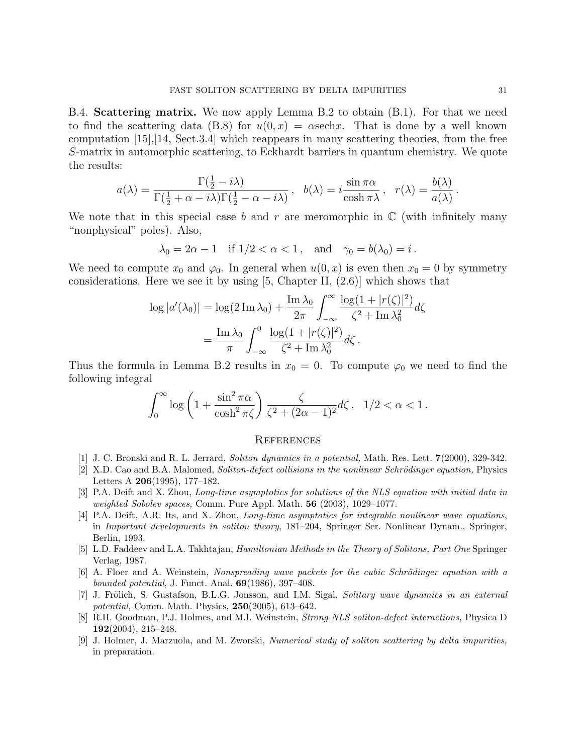B.4. **Scattering matrix.** We now apply Lemma B.2 to obtain (B.1). For that we need to find the scattering data (B.8) for $u(0,x) = \alpha \operatorname{sech} x$. That is done by a well known computation [15],[14, Sect.3.4] which reappears in many scattering theories, from the free $S$-matrix in automorphic scattering, to Eckhardt barriers in quantum chemistry. We quote the results:

$$a(\lambda) = \frac{\Gamma(\frac{1}{2} - i\lambda)}{\Gamma(\frac{1}{2} + \alpha - i\lambda)\Gamma(\frac{1}{2} - \alpha - i\lambda)}\,, \quad b(\lambda) = i\frac{\sin \pi\alpha}{\cosh \pi\lambda}\,, \quad r(\lambda) = \frac{b(\lambda)}{a(\lambda)}\,.$$

We note that in this special case $b$ and $r$ are meromorphic in $\mathbb{C}$ (with infinitely many "nonphysical" poles). Also,

$$\lambda_0 = 2\alpha - 1 \quad \text{if } 1/2 < \alpha < 1\,, \quad \text{and} \quad \gamma_0 = b(\lambda_0) = i\,.$$

We need to compute $x_0$ and $\varphi_0$. In general when $u(0,x)$ is even then $x_0 = 0$ by symmetry considerations. Here we see it by using [5, Chapter II, (2.6)] which shows that

$$\begin{aligned}
\log |a'(\lambda_0)| &= \log(2 \operatorname{Im} \lambda_0) + \frac{\operatorname{Im} \lambda_0}{2\pi} \int_{-\infty}^{\infty} \frac{\log(1 + |r(\zeta)|^2)}{\zeta^2 + \operatorname{Im} \lambda_0^2} d\zeta \\
&= \frac{\operatorname{Im} \lambda_0}{\pi} \int_{-\infty}^{0} \frac{\log(1 + |r(\zeta)|^2)}{\zeta^2 + \operatorname{Im} \lambda_0^2} d\zeta\,.
\end{aligned}$$

Thus the formula in Lemma B.2 results in $x_0 = 0$. To compute $\varphi_0$ we need to find the following integral

$$\int_0^\infty \log\left(1 + \frac{\sin^2 \pi\alpha}{\cosh^2 \pi\zeta}\right) \frac{\zeta}{\zeta^2 + (2\alpha - 1)^2} d\zeta\,, \quad 1/2 < \alpha < 1\,.$$

## References

[1] J. C. Bronski and R. L. Jerrard, *Soliton dynamics in a potential,* Math. Res. Lett. **7**(2000), 329-342.

[2] X.D. Cao and B.A. Malomed, *Soliton-defect collisions in the nonlinear Schrödinger equation,* Physics Letters A **206**(1995), 177–182.

[3] P.A. Deift and X. Zhou, *Long-time asymptotics for solutions of the NLS equation with initial data in weighted Sobolev spaces,* Comm. Pure Appl. Math. **56** (2003), 1029–1077.

[4] P.A. Deift, A.R. Its, and X. Zhou, *Long-time asymptotics for integrable nonlinear wave equations*, in *Important developments in soliton theory*, 181–204, Springer Ser. Nonlinear Dynam., Springer, Berlin, 1993.

[5] L.D. Faddeev and L.A. Takhtajan, *Hamiltonian Methods in the Theory of Solitons, Part One* Springer Verlag, 1987.

[6] A. Floer and A. Weinstein, *Nonspreading wave packets for the cubic Schrödinger equation with a bounded potential*, J. Funct. Anal. **69**(1986), 397–408.

[7] J. Frölich, S. Gustafson, B.L.G. Jonsson, and I.M. Sigal, *Solitary wave dynamics in an external potential,* Comm. Math. Physics, **250**(2005), 613–642.

[8] R.H. Goodman, P.J. Holmes, and M.I. Weinstein, *Strong NLS soliton-defect interactions,* Physica D **192**(2004), 215–248.

[9] J. Holmer, J. Marzuola, and M. Zworski, *Numerical study of soliton scattering by delta impurities,* in preparation.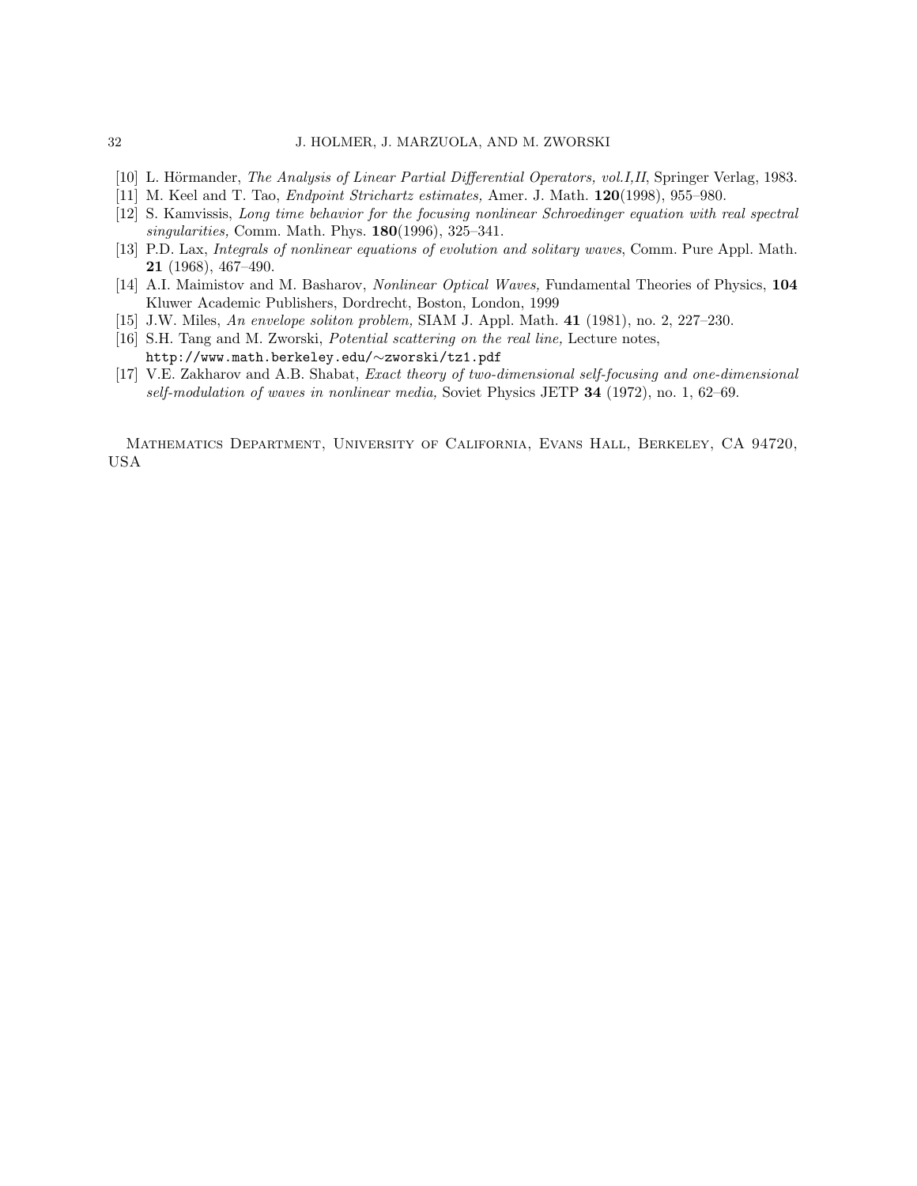[10] L. Hörmander, *The Analysis of Linear Partial Differential Operators, vol.I,II*, Springer Verlag, 1983.

[11] M. Keel and T. Tao, *Endpoint Strichartz estimates,* Amer. J. Math. **120**(1998), 955–980.

[12] S. Kamvissis, *Long time behavior for the focusing nonlinear Schroedinger equation with real spectral singularities,* Comm. Math. Phys. **180**(1996), 325–341.

[13] P.D. Lax, *Integrals of nonlinear equations of evolution and solitary waves*, Comm. Pure Appl. Math. **21** (1968), 467–490.

[14] A.I. Maimistov and M. Basharov, *Nonlinear Optical Waves,* Fundamental Theories of Physics, **104** Kluwer Academic Publishers, Dordrecht, Boston, London, 1999

[15] J.W. Miles, *An envelope soliton problem,* SIAM J. Appl. Math. **41** (1981), no. 2, 227–230.

[16] S.H. Tang and M. Zworski, *Potential scattering on the real line,* Lecture notes, `http://www.math.berkeley.edu/~zworski/tz1.pdf`

[17] V.E. Zakharov and A.B. Shabat, *Exact theory of two-dimensional self-focusing and one-dimensional self-modulation of waves in nonlinear media,* Soviet Physics JETP **34** (1972), no. 1, 62–69.

Mathematics Department, University of California, Evans Hall, Berkeley, CA 94720, USA